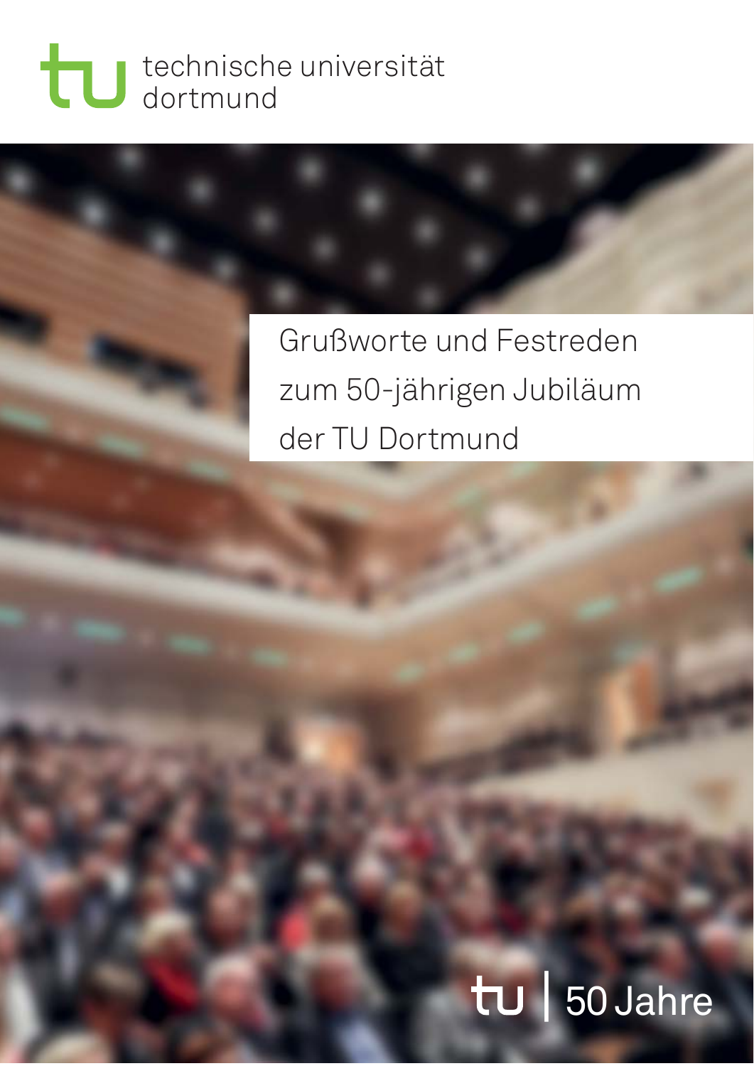technische universität
dortmund

# Grußworte und Festreden zum 50-jährigen Jubiläum der TU Dortmund

tu | 50 Jahre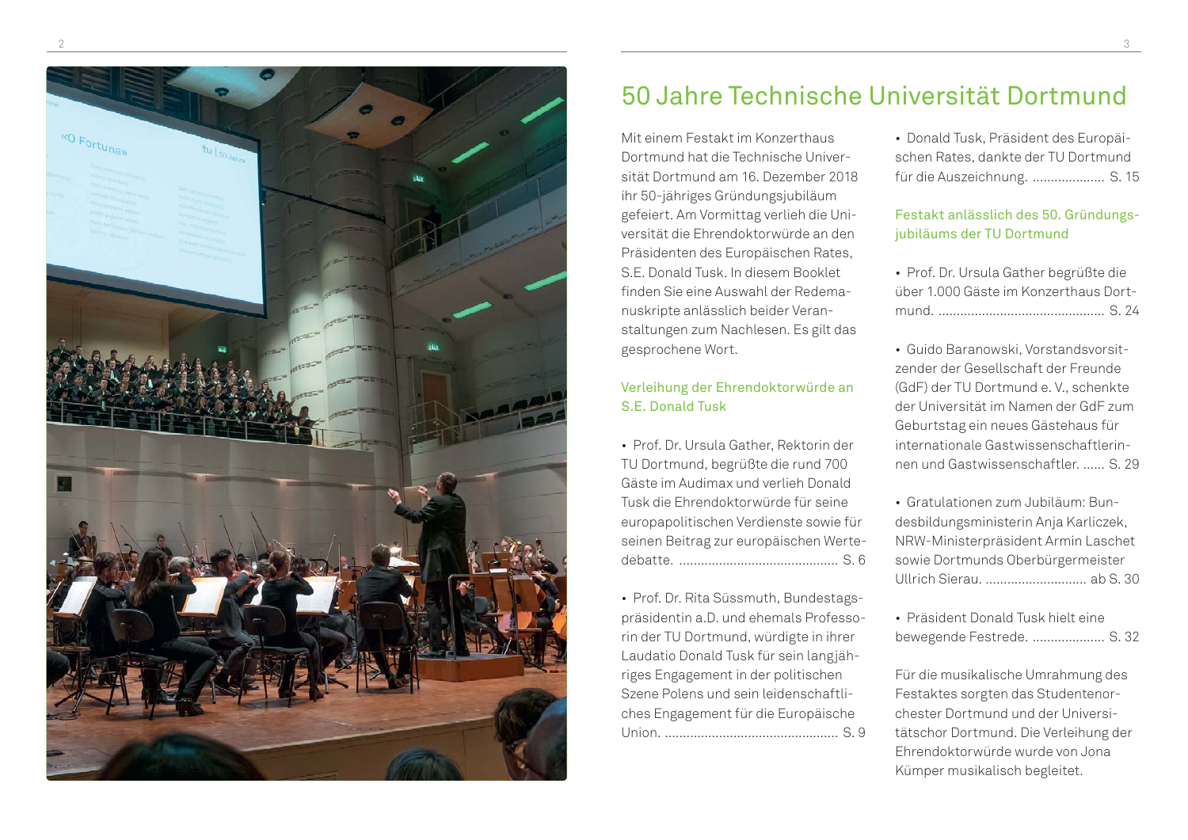# 50 Jahre Technische Universität Dortmund

Mit einem Festakt im Konzerthaus Dortmund hat die Technische Universität Dortmund am 16. Dezember 2018 ihr 50-jähriges Gründungsjubiläum gefeiert. Am Vormittag verlieh die Universität die Ehrendoktorwürde an den Präsidenten des Europäischen Rates, S.E. Donald Tusk. In diesem Booklet finden Sie eine Auswahl der Redemanuskripte anlässlich beider Veranstaltungen zum Nachlesen. Es gilt das gesprochene Wort.

## Verleihung der Ehrendoktorwürde an S.E. Donald Tusk

- Prof. Dr. Ursula Gather, Rektorin der TU Dortmund, begrüßte die rund 700 Gäste im Audimax und verlieh Donald Tusk die Ehrendoktorwürde für seine europapolitischen Verdienste sowie für seinen Beitrag zur europäischen Wertedebatte. .......................................... S. 6
- Prof. Dr. Rita Süssmuth, Bundestagspräsidentin a.D. und ehemals Professorin der TU Dortmund, würdigte in ihrer Laudatio Donald Tusk für sein langjähriges Engagement in der politischen Szene Polens und sein leidenschaftliches Engagement für die Europäische Union. .............................................. S. 9
- Donald Tusk, Präsident des Europäischen Rates, dankte der TU Dortmund für die Auszeichnung. ................... S. 15

## Festakt anlässlich des 50. Gründungsjubiläums der TU Dortmund

- Prof. Dr. Ursula Gather begrüßte die über 1.000 Gäste im Konzerthaus Dortmund. ............................................ S. 24
- Guido Baranowski, Vorstandsvorsitzender der Gesellschaft der Freunde (GdF) der TU Dortmund e. V., schenkte der Universität im Namen der GdF zum Geburtstag ein neues Gästehaus für internationale Gastwissenschaftlerinnen und Gastwissenschaftler. ...... S. 29
- Gratulationen zum Jubiläum: Bundesbildungsministerin Anja Karliczek, NRW-Ministerpräsident Armin Laschet sowie Dortmunds Oberbürgermeister Ullrich Sierau. ........................... ab S. 30
- Präsident Donald Tusk hielt eine bewegende Festrede. ................... S. 32

Für die musikalische Umrahmung des Festaktes sorgten das Studentenorchester Dortmund und der Universitätschor Dortmund. Die Verleihung der Ehrendoktorwürde wurde von Jona Kümper musikalisch begleitet.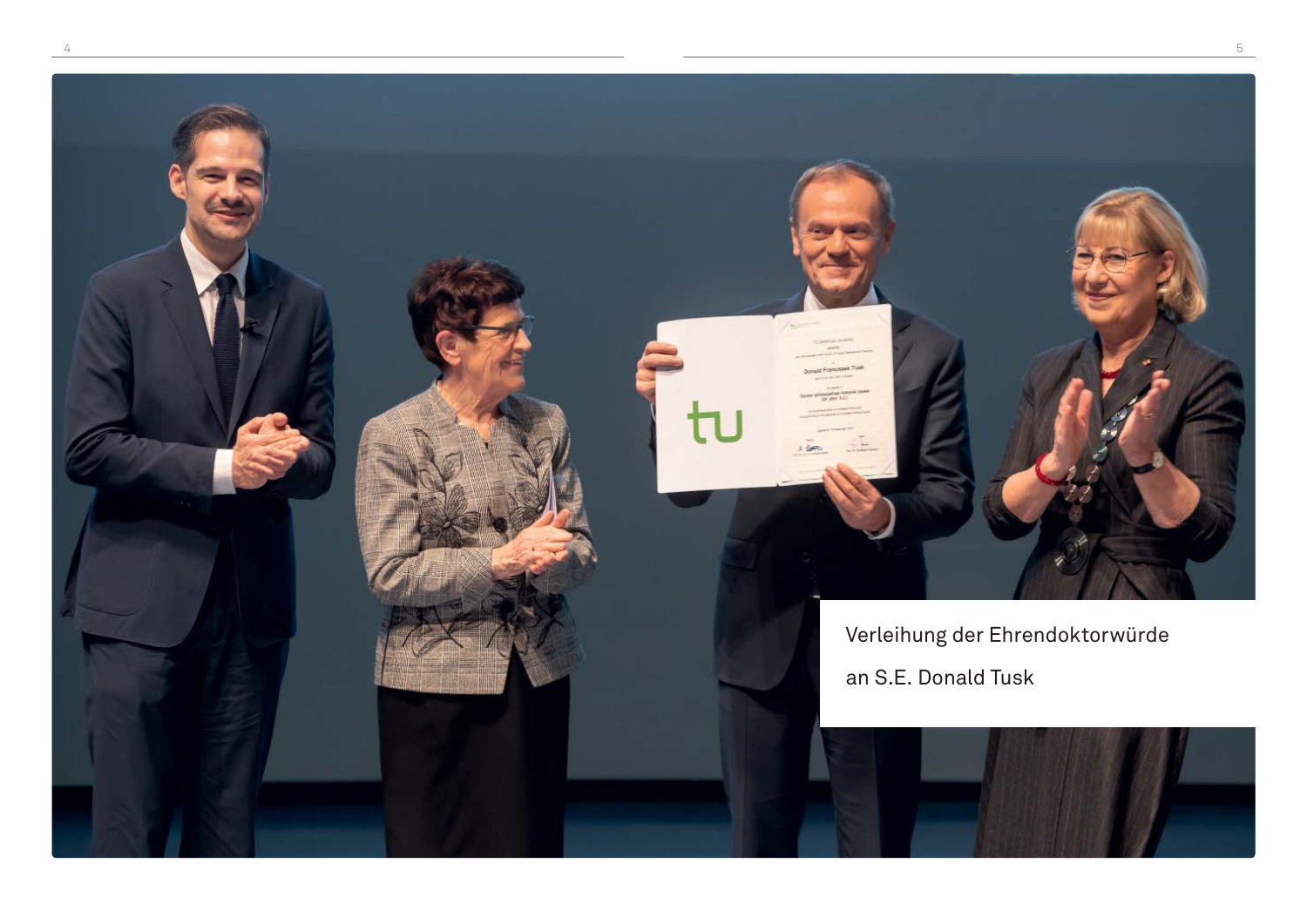Verleihung der Ehrendoktorwürde

an S.E. Donald Tusk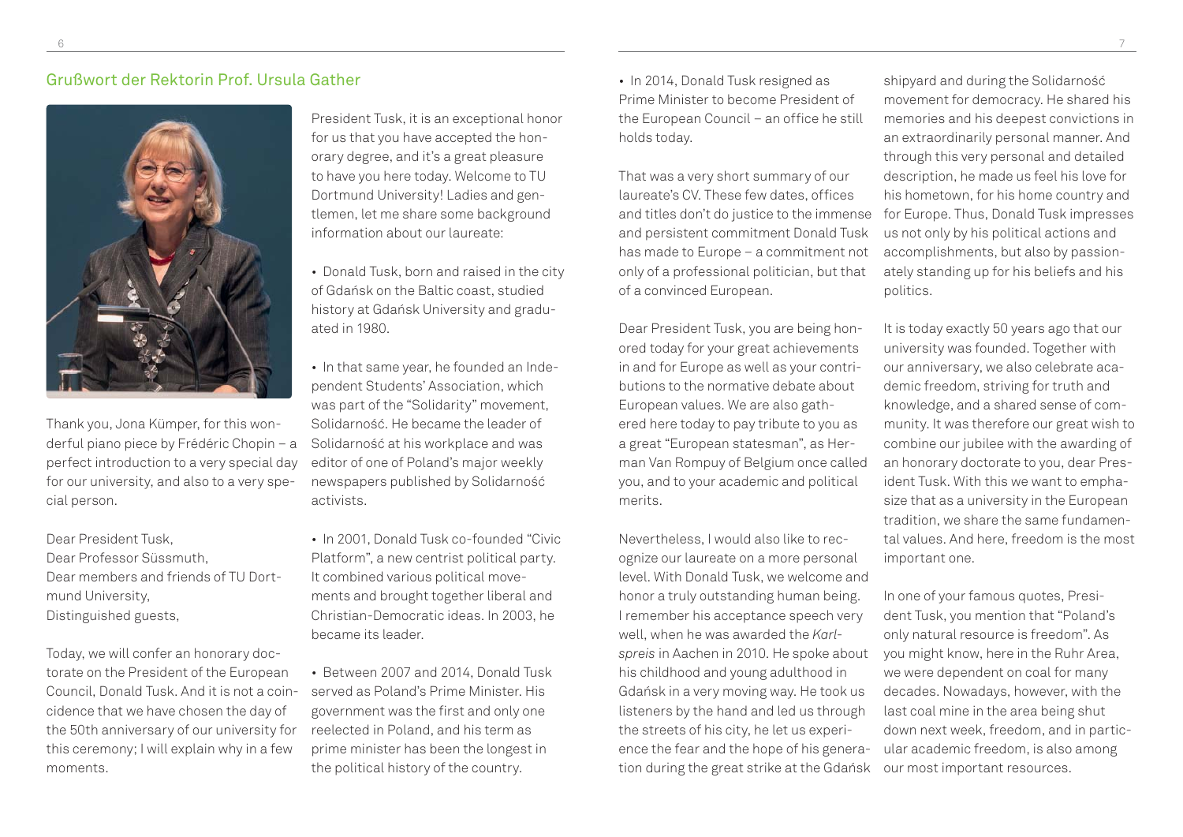## Grußwort der Rektorin Prof. Ursula Gather

Thank you, Jona Kümper, for this wonderful piano piece by Frédéric Chopin – a perfect introduction to a very special day for our university, and also to a very special person.

Dear President Tusk,
Dear Professor Süssmuth,
Dear members and friends of TU Dortmund University,
Distinguished guests,

Today, we will confer an honorary doctorate on the President of the European Council, Donald Tusk. And it is not a coincidence that we have chosen the day of the 50th anniversary of our university for this ceremony; I will explain why in a few moments.

President Tusk, it is an exceptional honor for us that you have accepted the honorary degree, and it's a great pleasure to have you here today. Welcome to TU Dortmund University! Ladies and gentlemen, let me share some background information about our laureate:

- Donald Tusk, born and raised in the city of Gdańsk on the Baltic coast, studied history at Gdańsk University and graduated in 1980.
- In that same year, he founded an Independent Students' Association, which was part of the "Solidarity" movement, Solidarność. He became the leader of Solidarność at his workplace and was editor of one of Poland's major weekly newspapers published by Solidarność activists.
- In 2001, Donald Tusk co-founded "Civic Platform", a new centrist political party. It combined various political movements and brought together liberal and Christian-Democratic ideas. In 2003, he became its leader.
- Between 2007 and 2014, Donald Tusk served as Poland's Prime Minister. His government was the first and only one reelected in Poland, and his term as prime minister has been the longest in the political history of the country.
- In 2014, Donald Tusk resigned as Prime Minister to become President of the European Council – an office he still holds today.

That was a very short summary of our laureate's CV. These few dates, offices and titles don't do justice to the immense and persistent commitment Donald Tusk has made to Europe – a commitment not only of a professional politician, but that of a convinced European.

Dear President Tusk, you are being honored today for your great achievements in and for Europe as well as your contributions to the normative debate about European values. We are also gathered here today to pay tribute to you as a great "European statesman", as Herman Van Rompuy of Belgium once called you, and to your academic and political merits.

Nevertheless, I would also like to recognize our laureate on a more personal level. With Donald Tusk, we welcome and honor a truly outstanding human being. I remember his acceptance speech very well, when he was awarded the *Karlspreis* in Aachen in 2010. He spoke about his childhood and young adulthood in Gdańsk in a very moving way. He took us listeners by the hand and led us through the streets of his city, he let us experience the fear and the hope of his generation during the great strike at the Gdańsk shipyard and during the Solidarność movement for democracy. He shared his memories and his deepest convictions in an extraordinarily personal manner. And through this very personal and detailed description, he made us feel his love for his hometown, for his home country and for Europe. Thus, Donald Tusk impresses us not only by his political actions and accomplishments, but also by passionately standing up for his beliefs and his politics.

It is today exactly 50 years ago that our university was founded. Together with our anniversary, we also celebrate academic freedom, striving for truth and knowledge, and a shared sense of community. It was therefore our great wish to combine our jubilee with the awarding of an honorary doctorate to you, dear President Tusk. With this we want to emphasize that as a university in the European tradition, we share the same fundamental values. And here, freedom is the most important one.

In one of your famous quotes, President Tusk, you mention that "Poland's only natural resource is freedom". As you might know, here in the Ruhr Area, we were dependent on coal for many decades. Nowadays, however, with the last coal mine in the area being shut down next week, freedom, and in particular academic freedom, is also among our most important resources.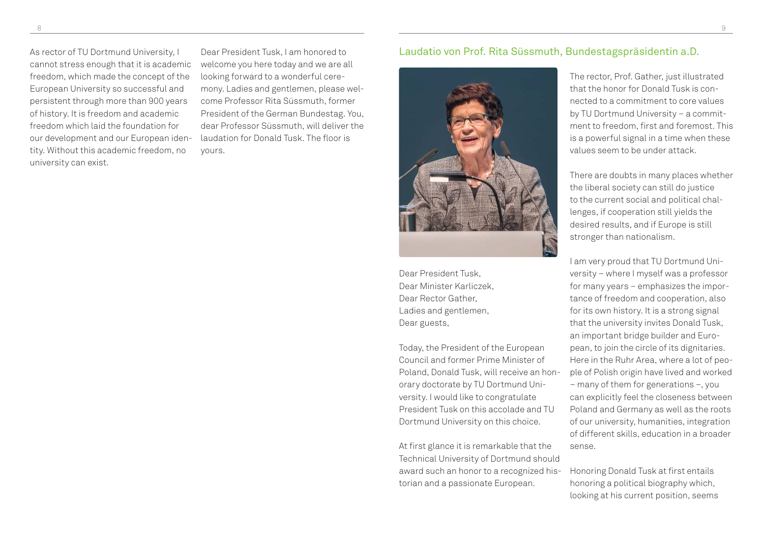As rector of TU Dortmund University, I cannot stress enough that it is academic freedom, which made the concept of the European University so successful and persistent through more than 900 years of history. It is freedom and academic freedom which laid the foundation for our development and our European identity. Without this academic freedom, no university can exist.

Dear President Tusk, I am honored to welcome you here today and we are all looking forward to a wonderful ceremony. Ladies and gentlemen, please welcome Professor Rita Süssmuth, former President of the German Bundestag. You, dear Professor Süssmuth, will deliver the laudation for Donald Tusk. The floor is yours.

## Laudatio von Prof. Rita Süssmuth, Bundestagspräsidentin a.D.

Dear President Tusk,
Dear Minister Karliczek,
Dear Rector Gather,
Ladies and gentlemen,
Dear guests,

Today, the President of the European Council and former Prime Minister of Poland, Donald Tusk, will receive an honorary doctorate by TU Dortmund University. I would like to congratulate President Tusk on this accolade and TU Dortmund University on this choice.

At first glance it is remarkable that the Technical University of Dortmund should award such an honor to a recognized historian and a passionate European.

The rector, Prof. Gather, just illustrated that the honor for Donald Tusk is connected to a commitment to core values by TU Dortmund University – a commitment to freedom, first and foremost. This is a powerful signal in a time when these values seem to be under attack.

There are doubts in many places whether the liberal society can still do justice to the current social and political challenges, if cooperation still yields the desired results, and if Europe is still stronger than nationalism.

I am very proud that TU Dortmund University – where I myself was a professor for many years – emphasizes the importance of freedom and cooperation, also for its own history. It is a strong signal that the university invites Donald Tusk, an important bridge builder and European, to join the circle of its dignitaries. Here in the Ruhr Area, where a lot of people of Polish origin have lived and worked – many of them for generations –, you can explicitly feel the closeness between Poland and Germany as well as the roots of our university, humanities, integration of different skills, education in a broader sense.

Honoring Donald Tusk at first entails honoring a political biography which, looking at his current position, seems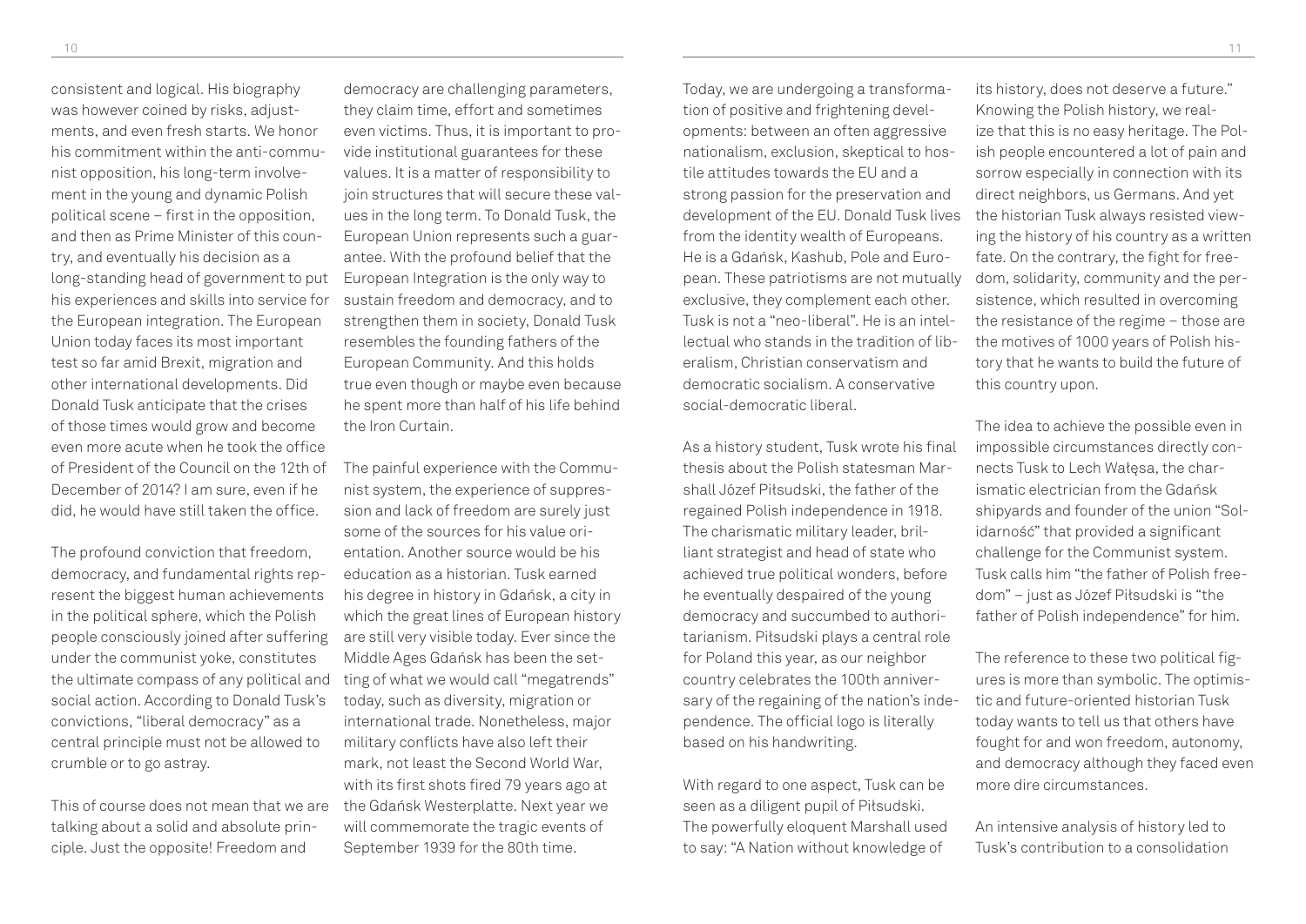consistent and logical. His biography was however coined by risks, adjustments, and even fresh starts. We honor his commitment within the anti-communist opposition, his long-term involvement in the young and dynamic Polish political scene – first in the opposition, and then as Prime Minister of this country, and eventually his decision as a long-standing head of government to put his experiences and skills into service for the European integration. The European Union today faces its most important test so far amid Brexit, migration and other international developments. Did Donald Tusk anticipate that the crises of those times would grow and become even more acute when he took the office of President of the Council on the 12th of December of 2014? I am sure, even if he did, he would have still taken the office.

The profound conviction that freedom, democracy, and fundamental rights represent the biggest human achievements in the political sphere, which the Polish people consciously joined after suffering under the communist yoke, constitutes the ultimate compass of any political and social action. According to Donald Tusk's convictions, "liberal democracy" as a central principle must not be allowed to crumble or to go astray.

This of course does not mean that we are talking about a solid and absolute principle. Just the opposite! Freedom and democracy are challenging parameters, they claim time, effort and sometimes even victims. Thus, it is important to provide institutional guarantees for these values. It is a matter of responsibility to join structures that will secure these values in the long term. To Donald Tusk, the European Union represents such a guarantee. With the profound belief that the European Integration is the only way to sustain freedom and democracy, and to strengthen them in society, Donald Tusk resembles the founding fathers of the European Community. And this holds true even though or maybe even because he spent more than half of his life behind the Iron Curtain.

The painful experience with the Communist system, the experience of suppression and lack of freedom are surely just some of the sources for his value orientation. Another source would be his education as a historian. Tusk earned his degree in history in Gdańsk, a city in which the great lines of European history are still very visible today. Ever since the Middle Ages Gdańsk has been the setting of what we would call "megatrends" today, such as diversity, migration or international trade. Nonetheless, major military conflicts have also left their mark, not least the Second World War, with its first shots fired 79 years ago at the Gdańsk Westerplatte. Next year we will commemorate the tragic events of September 1939 for the 80th time.

Today, we are undergoing a transformation of positive and frightening developments: between an often aggressive nationalism, exclusion, skeptical to hostile attitudes towards the EU and a strong passion for the preservation and development of the EU. Donald Tusk lives from the identity wealth of Europeans. He is a Gdańsk, Kashub, Pole and European. These patriotisms are not mutually exclusive, they complement each other. Tusk is not a "neo-liberal". He is an intellectual who stands in the tradition of liberalism, Christian conservatism and democratic socialism. A conservative social-democratic liberal.

As a history student, Tusk wrote his final thesis about the Polish statesman Marshall Józef Piłsudski, the father of the regained Polish independence in 1918. The charismatic military leader, brilliant strategist and head of state who achieved true political wonders, before he eventually despaired of the young democracy and succumbed to authoritarianism. Piłsudski plays a central role for Poland this year, as our neighbor country celebrates the 100th anniversary of the regaining of the nation's independence. The official logo is literally based on his handwriting.

With regard to one aspect, Tusk can be seen as a diligent pupil of Piłsudski. The powerfully eloquent Marshall used to say: "A Nation without knowledge of its history, does not deserve a future." Knowing the Polish history, we realize that this is no easy heritage. The Polish people encountered a lot of pain and sorrow especially in connection with its direct neighbors, us Germans. And yet the historian Tusk always resisted viewing the history of his country as a written fate. On the contrary, the fight for freedom, solidarity, community and the persistence, which resulted in overcoming the resistance of the regime – those are the motives of 1000 years of Polish history that he wants to build the future of this country upon.

The idea to achieve the possible even in impossible circumstances directly connects Tusk to Lech Wałęsa, the charismatic electrician from the Gdańsk shipyards and founder of the union "Solidarność" that provided a significant challenge for the Communist system. Tusk calls him "the father of Polish freedom" – just as Józef Piłsudski is "the father of Polish independence" for him.

The reference to these two political figures is more than symbolic. The optimistic and future-oriented historian Tusk today wants to tell us that others have fought for and won freedom, autonomy, and democracy although they faced even more dire circumstances.

An intensive analysis of history led to Tusk's contribution to a consolidation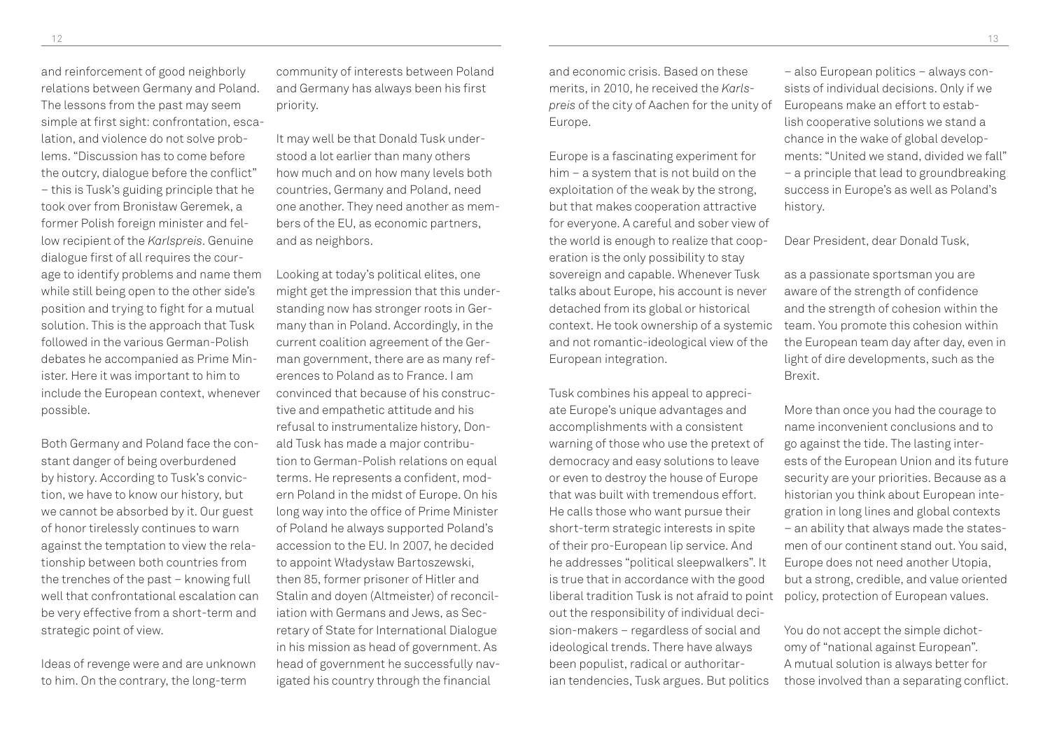and reinforcement of good neighborly relations between Germany and Poland. The lessons from the past may seem simple at first sight: confrontation, escalation, and violence do not solve problems. "Discussion has to come before the outcry, dialogue before the conflict" – this is Tusk's guiding principle that he took over from Bronisław Geremek, a former Polish foreign minister and fellow recipient of the *Karlspreis*. Genuine dialogue first of all requires the courage to identify problems and name them while still being open to the other side's position and trying to fight for a mutual solution. This is the approach that Tusk followed in the various German-Polish debates he accompanied as Prime Minister. Here it was important to him to include the European context, whenever possible.

Both Germany and Poland face the constant danger of being overburdened by history. According to Tusk's conviction, we have to know our history, but we cannot be absorbed by it. Our guest of honor tirelessly continues to warn against the temptation to view the relationship between both countries from the trenches of the past – knowing full well that confrontational escalation can be very effective from a short-term and strategic point of view.

Ideas of revenge were and are unknown to him. On the contrary, the long-term community of interests between Poland and Germany has always been his first priority.

It may well be that Donald Tusk understood a lot earlier than many others how much and on how many levels both countries, Germany and Poland, need one another. They need another as members of the EU, as economic partners, and as neighbors.

Looking at today's political elites, one might get the impression that this understanding now has stronger roots in Germany than in Poland. Accordingly, in the current coalition agreement of the German government, there are as many references to Poland as to France. I am convinced that because of his constructive and empathetic attitude and his refusal to instrumentalize history, Donald Tusk has made a major contribution to German-Polish relations on equal terms. He represents a confident, modern Poland in the midst of Europe. On his long way into the office of Prime Minister of Poland he always supported Poland's accession to the EU. In 2007, he decided to appoint Władysław Bartoszewski, then 85, former prisoner of Hitler and Stalin and doyen (Altmeister) of reconciliation with Germans and Jews, as Secretary of State for International Dialogue in his mission as head of government. As head of government he successfully navigated his country through the financial and economic crisis. Based on these merits, in 2010, he received the *Karlspreis* of the city of Aachen for the unity of Europe.

Europe is a fascinating experiment for him – a system that is not build on the exploitation of the weak by the strong, but that makes cooperation attractive for everyone. A careful and sober view of the world is enough to realize that cooperation is the only possibility to stay sovereign and capable. Whenever Tusk talks about Europe, his account is never detached from its global or historical context. He took ownership of a systemic and not romantic-ideological view of the European integration.

Tusk combines his appeal to appreciate Europe's unique advantages and accomplishments with a consistent warning of those who use the pretext of democracy and easy solutions to leave or even to destroy the house of Europe that was built with tremendous effort. He calls those who want pursue their short-term strategic interests in spite of their pro-European lip service. And he addresses "political sleepwalkers". It is true that in accordance with the good liberal tradition Tusk is not afraid to point out the responsibility of individual decision-makers – regardless of social and ideological trends. There have always been populist, radical or authoritarian tendencies, Tusk argues. But politics – also European politics – always consists of individual decisions. Only if we Europeans make an effort to establish cooperative solutions we stand a chance in the wake of global developments: "United we stand, divided we fall" – a principle that lead to groundbreaking success in Europe's as well as Poland's history.

Dear President, dear Donald Tusk,

as a passionate sportsman you are aware of the strength of confidence and the strength of cohesion within the team. You promote this cohesion within the European team day after day, even in light of dire developments, such as the Brexit.

More than once you had the courage to name inconvenient conclusions and to go against the tide. The lasting interests of the European Union and its future security are your priorities. Because as a historian you think about European integration in long lines and global contexts – an ability that always made the statesmen of our continent stand out. You said, Europe does not need another Utopia, but a strong, credible, and value oriented policy, protection of European values.

You do not accept the simple dichotomy of "national against European". A mutual solution is always better for those involved than a separating conflict.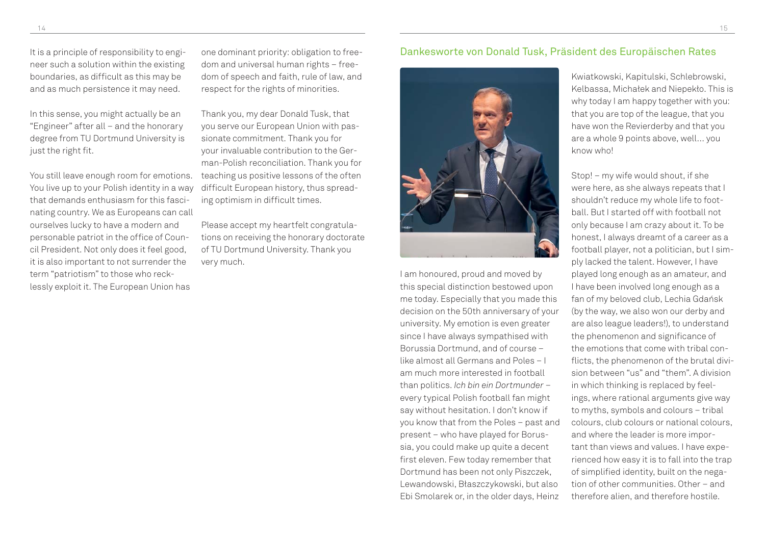It is a principle of responsibility to engineer such a solution within the existing boundaries, as difficult as this may be and as much persistence it may need.

In this sense, you might actually be an "Engineer" after all – and the honorary degree from TU Dortmund University is just the right fit.

You still leave enough room for emotions. You live up to your Polish identity in a way that demands enthusiasm for this fascinating country. We as Europeans can call ourselves lucky to have a modern and personable patriot in the office of Council President. Not only does it feel good, it is also important to not surrender the term "patriotism" to those who recklessly exploit it. The European Union has one dominant priority: obligation to freedom and universal human rights – freedom of speech and faith, rule of law, and respect for the rights of minorities.

Thank you, my dear Donald Tusk, that you serve our European Union with passionate commitment. Thank you for your invaluable contribution to the German-Polish reconciliation. Thank you for teaching us positive lessons of the often difficult European history, thus spreading optimism in difficult times.

Please accept my heartfelt congratulations on receiving the honorary doctorate of TU Dortmund University. Thank you very much.

## Dankesworte von Donald Tusk, Präsident des Europäischen Rates

I am honoured, proud and moved by this special distinction bestowed upon me today. Especially that you made this decision on the 50th anniversary of your university. My emotion is even greater since I have always sympathised with Borussia Dortmund, and of course – like almost all Germans and Poles – I am much more interested in football than politics. *Ich bin ein Dortmunder* – every typical Polish football fan might say without hesitation. I don't know if you know that from the Poles – past and present – who have played for Borussia, you could make up quite a decent first eleven. Few today remember that Dortmund has been not only Piszczek, Lewandowski, Błaszczykowski, but also Ebi Smolarek or, in the older days, Heinz Kwiatkowski, Kapitulski, Schlebrowski, Kelbassa, Michałek and Niepekło. This is why today I am happy together with you: that you are top of the league, that you have won the Revierderby and that you are a whole 9 points above, well... you know who!

Stop! – my wife would shout, if she were here, as she always repeats that I shouldn't reduce my whole life to football. But I started off with football not only because I am crazy about it. To be honest, I always dreamt of a career as a football player, not a politician, but I simply lacked the talent. However, I have played long enough as an amateur, and I have been involved long enough as a fan of my beloved club, Lechia Gdańsk (by the way, we also won our derby and are also league leaders!), to understand the phenomenon and significance of the emotions that come with tribal conflicts, the phenomenon of the brutal division between "us" and "them". A division in which thinking is replaced by feelings, where rational arguments give way to myths, symbols and colours – tribal colours, club colours or national colours, and where the leader is more important than views and values. I have experienced how easy it is to fall into the trap of simplified identity, built on the negation of other communities. Other – and therefore alien, and therefore hostile.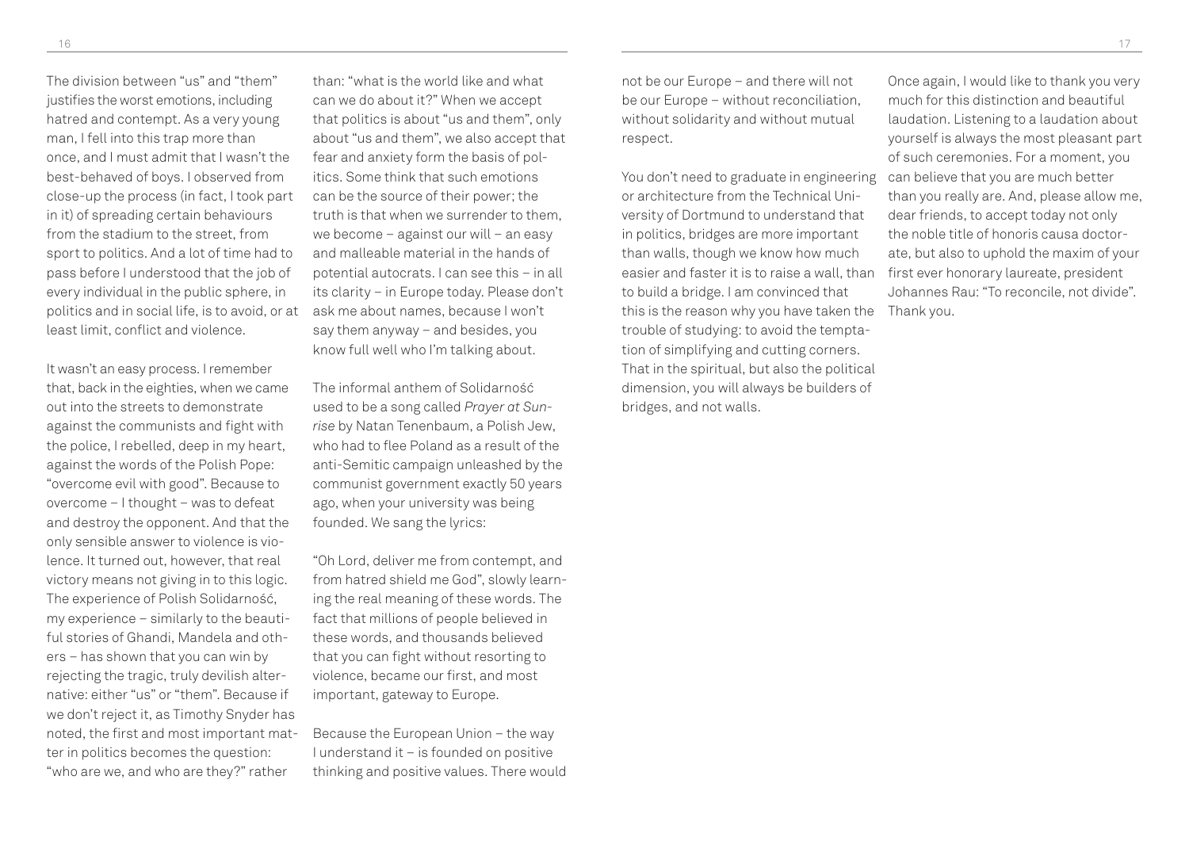The division between "us" and "them" justifies the worst emotions, including hatred and contempt. As a very young man, I fell into this trap more than once, and I must admit that I wasn't the best-behaved of boys. I observed from close-up the process (in fact, I took part in it) of spreading certain behaviours from the stadium to the street, from sport to politics. And a lot of time had to pass before I understood that the job of every individual in the public sphere, in politics and in social life, is to avoid, or at least limit, conflict and violence.

It wasn't an easy process. I remember that, back in the eighties, when we came out into the streets to demonstrate against the communists and fight with the police, I rebelled, deep in my heart, against the words of the Polish Pope: "overcome evil with good". Because to overcome – I thought – was to defeat and destroy the opponent. And that the only sensible answer to violence is violence. It turned out, however, that real victory means not giving in to this logic. The experience of Polish Solidarność, my experience – similarly to the beautiful stories of Ghandi, Mandela and others – has shown that you can win by rejecting the tragic, truly devilish alternative: either "us" or "them". Because if we don't reject it, as Timothy Snyder has noted, the first and most important matter in politics becomes the question: "who are we, and who are they?" rather than: "what is the world like and what can we do about it?" When we accept that politics is about "us and them", only about "us and them", we also accept that fear and anxiety form the basis of politics. Some think that such emotions can be the source of their power; the truth is that when we surrender to them, we become – against our will – an easy and malleable material in the hands of potential autocrats. I can see this – in all its clarity – in Europe today. Please don't ask me about names, because I won't say them anyway – and besides, you know full well who I'm talking about.

The informal anthem of Solidarność used to be a song called *Prayer at Sunrise* by Natan Tenenbaum, a Polish Jew, who had to flee Poland as a result of the anti-Semitic campaign unleashed by the communist government exactly 50 years ago, when your university was being founded. We sang the lyrics:

"Oh Lord, deliver me from contempt, and from hatred shield me God", slowly learning the real meaning of these words. The fact that millions of people believed in these words, and thousands believed that you can fight without resorting to violence, became our first, and most important, gateway to Europe.

Because the European Union – the way I understand it – is founded on positive thinking and positive values. There would not be our Europe – and there will not be our Europe – without reconciliation, without solidarity and without mutual respect.

You don't need to graduate in engineering or architecture from the Technical University of Dortmund to understand that in politics, bridges are more important than walls, though we know how much easier and faster it is to raise a wall, than to build a bridge. I am convinced that this is the reason why you have taken the trouble of studying: to avoid the temptation of simplifying and cutting corners. That in the spiritual, but also the political dimension, you will always be builders of bridges, and not walls.

Once again, I would like to thank you very much for this distinction and beautiful laudation. Listening to a laudation about yourself is always the most pleasant part of such ceremonies. For a moment, you can believe that you are much better than you really are. And, please allow me, dear friends, to accept today not only the noble title of honoris causa doctorate, but also to uphold the maxim of your first ever honorary laureate, president Johannes Rau: "To reconcile, not divide". Thank you.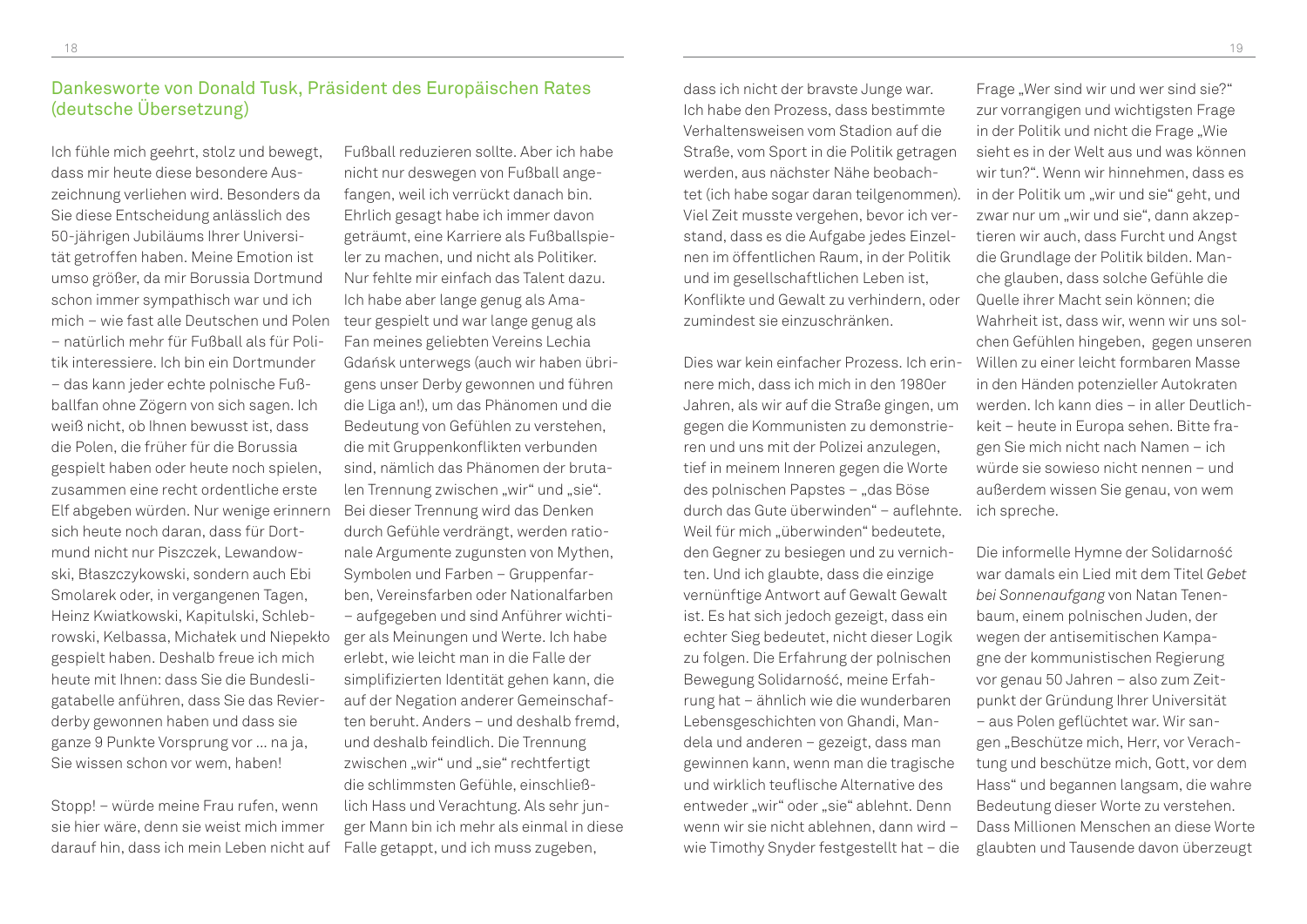## Dankesworte von Donald Tusk, Präsident des Europäischen Rates (deutsche Übersetzung)

Ich fühle mich geehrt, stolz und bewegt, dass mir heute diese besondere Auszeichnung verliehen wird. Besonders da Sie diese Entscheidung anlässlich des 50-jährigen Jubiläums Ihrer Universität getroffen haben. Meine Emotion ist umso größer, da mir Borussia Dortmund schon immer sympathisch war und ich mich – wie fast alle Deutschen und Polen – natürlich mehr für Fußball als für Politik interessiere. Ich bin ein Dortmunder – das kann jeder echte polnische Fußballfan ohne Zögern von sich sagen. Ich weiß nicht, ob Ihnen bewusst ist, dass die Polen, die früher für die Borussia gespielt haben oder heute noch spielen, zusammen eine recht ordentliche erste Elf abgeben würden. Nur wenige erinnern sich heute noch daran, dass für Dortmund nicht nur Piszczek, Lewandowski, Błaszczykowski, sondern auch Ebi Smolarek oder, in vergangenen Tagen, Heinz Kwiatkowski, Kapitulski, Schlebrowski, Kelbassa, Michałek und Niepekło gespielt haben. Deshalb freue ich mich heute mit Ihnen: dass Sie die Bundesligatabelle anführen, dass Sie das Revierderby gewonnen haben und dass sie ganze 9 Punkte Vorsprung vor ... na ja, Sie wissen schon vor wem, haben!

Stopp! – würde meine Frau rufen, wenn sie hier wäre, denn sie weist mich immer darauf hin, dass ich mein Leben nicht auf Fußball reduzieren sollte. Aber ich habe nicht nur deswegen von Fußball angefangen, weil ich verrückt danach bin. Ehrlich gesagt habe ich immer davon geträumt, eine Karriere als Fußballspieler zu machen, und nicht als Politiker. Nur fehlte mir einfach das Talent dazu. Ich habe aber lange genug als Amateur gespielt und war lange genug als Fan meines geliebten Vereins Lechia Gdańsk unterwegs (auch wir haben übrigens unser Derby gewonnen und führen die Liga an!), um das Phänomen und die Bedeutung von Gefühlen zu verstehen, die mit Gruppenkonflikten verbunden sind, nämlich das Phänomen der brutalen Trennung zwischen „wir" und „sie". Bei dieser Trennung wird das Denken durch Gefühle verdrängt, werden rationale Argumente zugunsten von Mythen, Symbolen und Farben – Gruppenfarben, Vereinsfarben oder Nationalfarben – aufgegeben und sind Anführer wichtiger als Meinungen und Werte. Ich habe erlebt, wie leicht man in die Falle der simplifizierten Identität gehen kann, die auf der Negation anderer Gemeinschaften beruht. Anders – und deshalb fremd, und deshalb feindlich. Die Trennung zwischen „wir" und „sie" rechtfertigt die schlimmsten Gefühle, einschließlich Hass und Verachtung. Als sehr junger Mann bin ich mehr als einmal in diese Falle getappt, und ich muss zugeben, dass ich nicht der bravste Junge war. Ich habe den Prozess, dass bestimmte Verhaltensweisen vom Stadion auf die Straße, vom Sport in die Politik getragen werden, aus nächster Nähe beobachtet (ich habe sogar daran teilgenommen). Viel Zeit musste vergehen, bevor ich verstand, dass es die Aufgabe jedes Einzelnen im öffentlichen Raum, in der Politik und im gesellschaftlichen Leben ist, Konflikte und Gewalt zu verhindern, oder zumindest sie einzuschränken.

Dies war kein einfacher Prozess. Ich erinnere mich, dass ich mich in den 1980er Jahren, als wir auf die Straße gingen, um gegen die Kommunisten zu demonstrieren und uns mit der Polizei anzulegen, tief in meinem Inneren gegen die Worte des polnischen Papstes – „das Böse durch das Gute überwinden" – auflehnte. Weil für mich „überwinden" bedeutete, den Gegner zu besiegen und zu vernichten. Und ich glaubte, dass die einzige vernünftige Antwort auf Gewalt Gewalt ist. Es hat sich jedoch gezeigt, dass ein echter Sieg bedeutet, nicht dieser Logik zu folgen. Die Erfahrung der polnischen Bewegung Solidarność, meine Erfahrung hat – ähnlich wie die wunderbaren Lebensgeschichten von Ghandi, Mandela und anderen – gezeigt, dass man gewinnen kann, wenn man die tragische und wirklich teuflische Alternative des entweder „wir" oder „sie" ablehnt. Denn wenn wir sie nicht ablehnen, dann wird – wie Timothy Snyder festgestellt hat – die Frage „Wer sind wir und wer sind sie?" zur vorrangigen und wichtigsten Frage in der Politik und nicht die Frage „Wie sieht es in der Welt aus und was können wir tun?". Wenn wir hinnehmen, dass es in der Politik um „wir und sie" geht, und zwar nur um „wir und sie", dann akzeptieren wir auch, dass Furcht und Angst die Grundlage der Politik bilden. Manche glauben, dass solche Gefühle die Quelle ihrer Macht sein können; die Wahrheit ist, dass wir, wenn wir uns solchen Gefühlen hingeben, gegen unseren Willen zu einer leicht formbaren Masse in den Händen potenzieller Autokraten werden. Ich kann dies – in aller Deutlichkeit – heute in Europa sehen. Bitte fragen Sie mich nicht nach Namen – ich würde sie sowieso nicht nennen – und außerdem wissen Sie genau, von wem ich spreche.

Die informelle Hymne der Solidarność war damals ein Lied mit dem Titel *Gebet bei Sonnenaufgang* von Natan Tenenbaum, einem polnischen Juden, der wegen der antisemitischen Kampagne der kommunistischen Regierung vor genau 50 Jahren – also zum Zeitpunkt der Gründung Ihrer Universität – aus Polen geflüchtet war. Wir sangen „Beschütze mich, Herr, vor Verachtung und beschütze mich, Gott, vor dem Hass" und begannen langsam, die wahre Bedeutung dieser Worte zu verstehen. Dass Millionen Menschen an diese Worte glaubten und Tausende davon überzeugt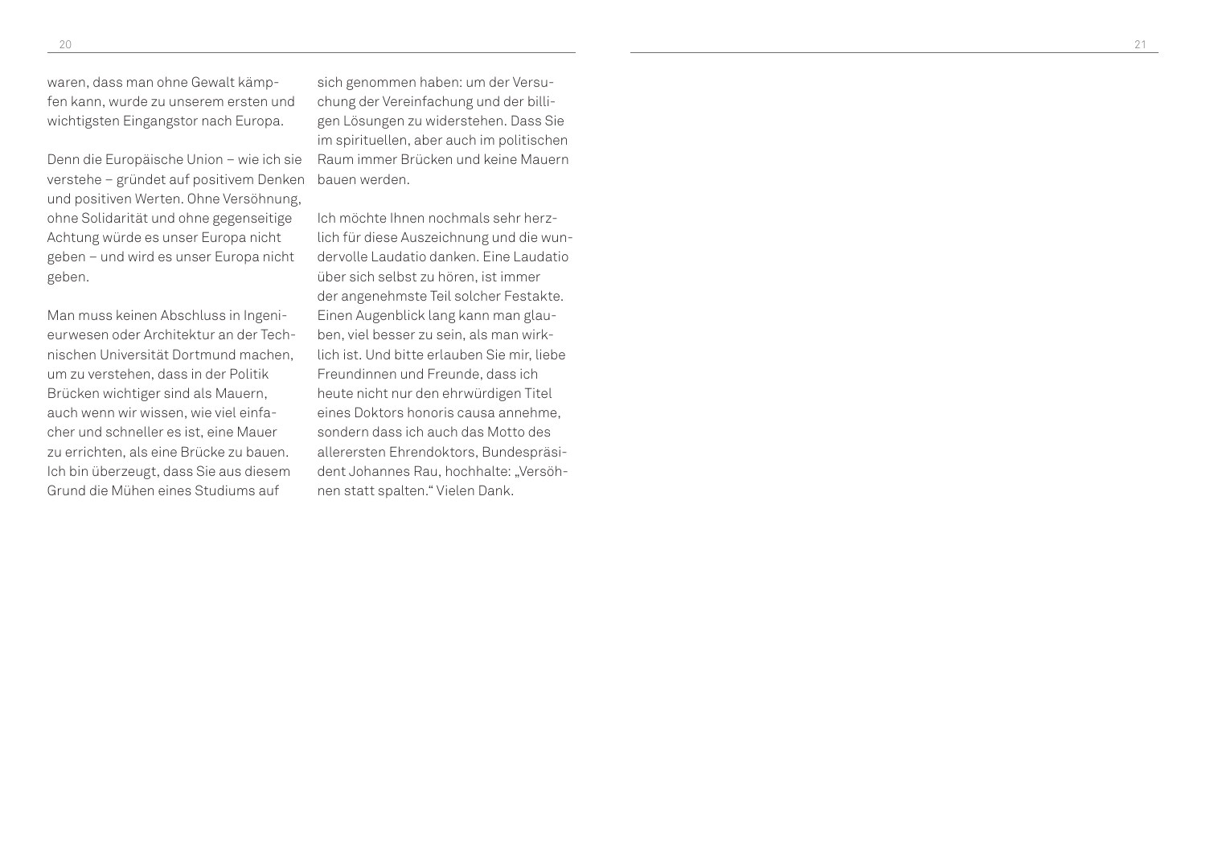waren, dass man ohne Gewalt kämpfen kann, wurde zu unserem ersten und wichtigsten Eingangstor nach Europa.

Denn die Europäische Union – wie ich sie verstehe – gründet auf positivem Denken und positiven Werten. Ohne Versöhnung, ohne Solidarität und ohne gegenseitige Achtung würde es unser Europa nicht geben – und wird es unser Europa nicht geben.

Man muss keinen Abschluss in Ingenieurwesen oder Architektur an der Technischen Universität Dortmund machen, um zu verstehen, dass in der Politik Brücken wichtiger sind als Mauern, auch wenn wir wissen, wie viel einfacher und schneller es ist, eine Mauer zu errichten, als eine Brücke zu bauen. Ich bin überzeugt, dass Sie aus diesem Grund die Mühen eines Studiums auf sich genommen haben: um der Versuchung der Vereinfachung und der billigen Lösungen zu widerstehen. Dass Sie im spirituellen, aber auch im politischen Raum immer Brücken und keine Mauern bauen werden.

Ich möchte Ihnen nochmals sehr herzlich für diese Auszeichnung und die wundervolle Laudatio danken. Eine Laudatio über sich selbst zu hören, ist immer der angenehmste Teil solcher Festakte. Einen Augenblick lang kann man glauben, viel besser zu sein, als man wirklich ist. Und bitte erlauben Sie mir, liebe Freundinnen und Freunde, dass ich heute nicht nur den ehrwürdigen Titel eines Doktors honoris causa annehme, sondern dass ich auch das Motto des allerersten Ehrendoktors, Bundespräsident Johannes Rau, hochhalte: „Versöhnen statt spalten." Vielen Dank.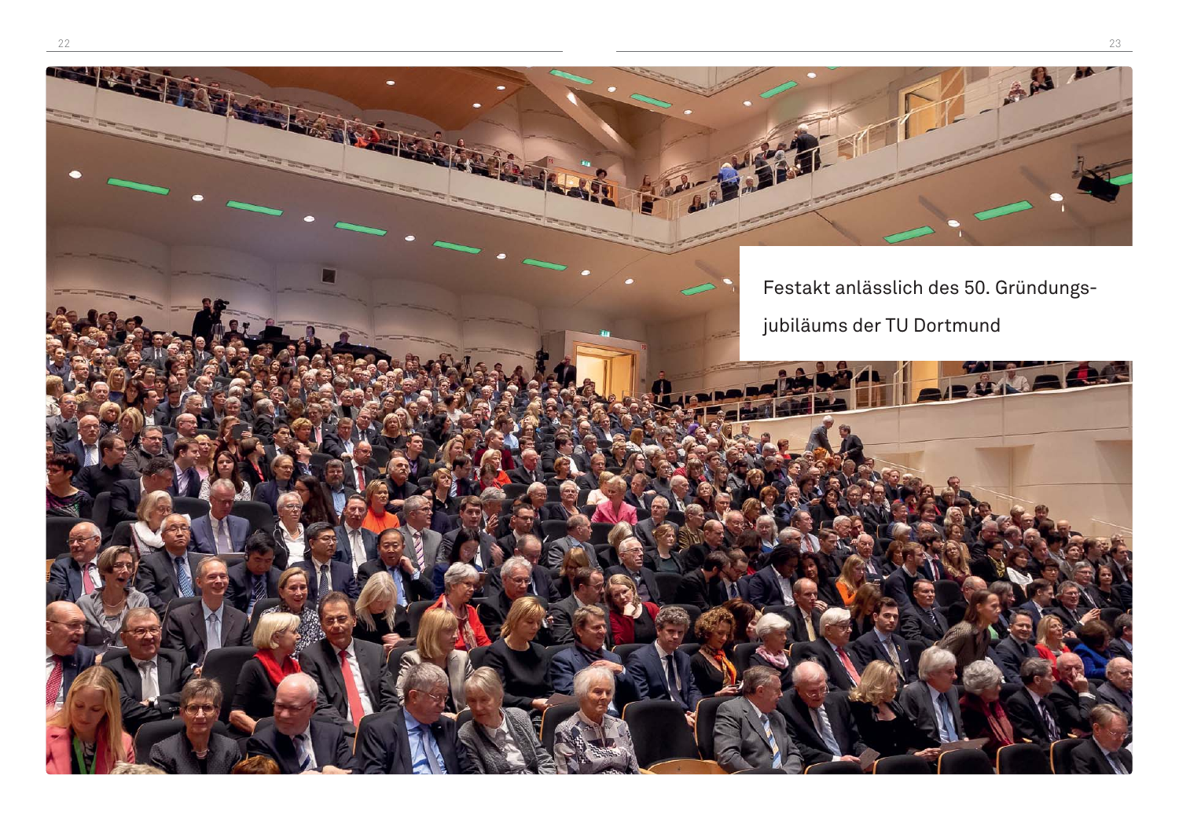Festakt anlässlich des 50. Gründungsjubiläums der TU Dortmund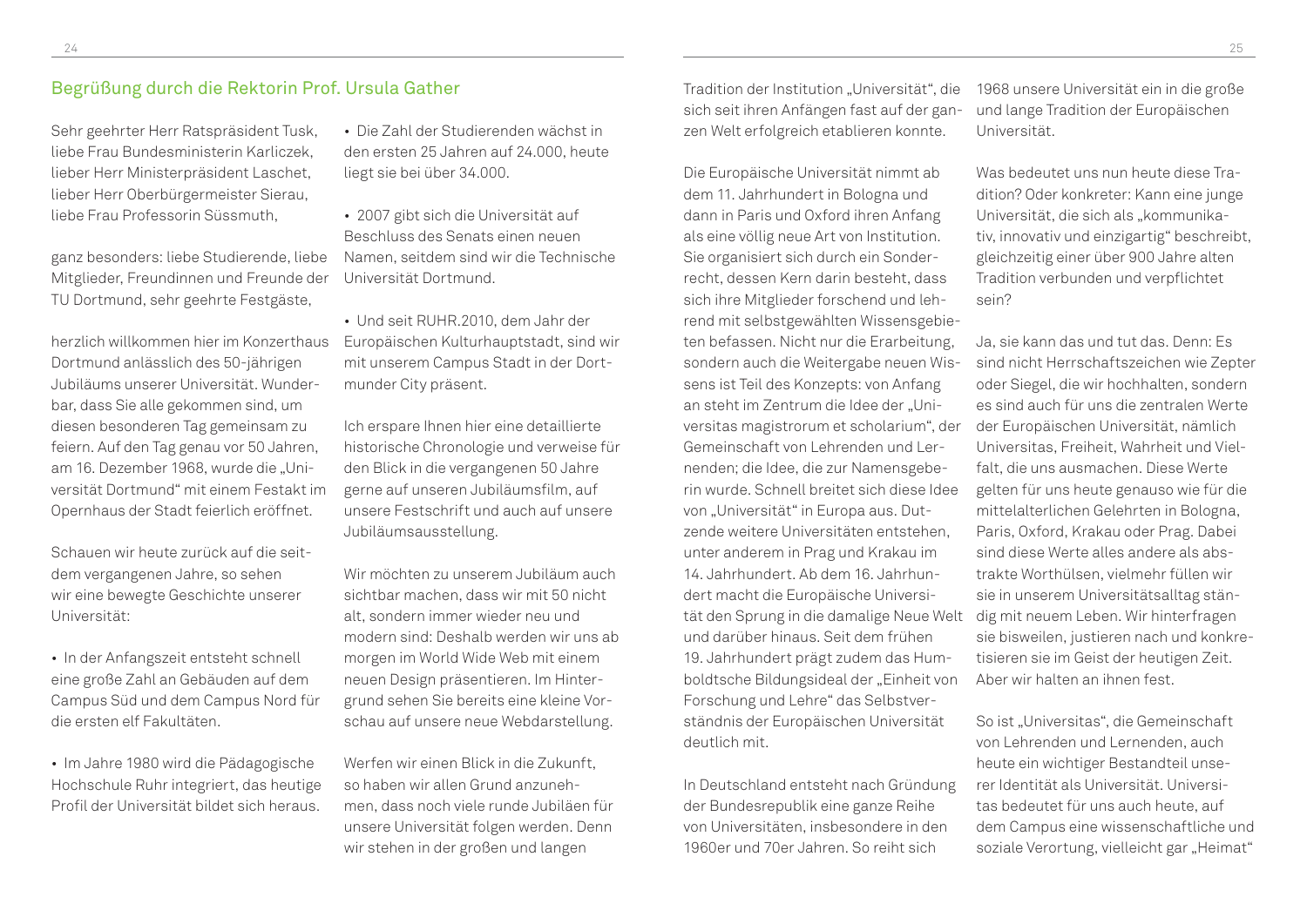## Begrüßung durch die Rektorin Prof. Ursula Gather

Sehr geehrter Herr Ratspräsident Tusk,
liebe Frau Bundesministerin Karliczek,
lieber Herr Ministerpräsident Laschet,
lieber Herr Oberbürgermeister Sierau,
liebe Frau Professorin Süssmuth,

ganz besonders: liebe Studierende, liebe Mitglieder, Freundinnen und Freunde der TU Dortmund, sehr geehrte Festgäste,

herzlich willkommen hier im Konzerthaus Dortmund anlässlich des 50-jährigen Jubiläums unserer Universität. Wunderbar, dass Sie alle gekommen sind, um diesen besonderen Tag gemeinsam zu feiern. Auf den Tag genau vor 50 Jahren, am 16. Dezember 1968, wurde die „Universität Dortmund" mit einem Festakt im Opernhaus der Stadt feierlich eröffnet.

Schauen wir heute zurück auf die seitdem vergangenen Jahre, so sehen wir eine bewegte Geschichte unserer Universität:

- In der Anfangszeit entsteht schnell eine große Zahl an Gebäuden auf dem Campus Süd und dem Campus Nord für die ersten elf Fakultäten.
- Im Jahre 1980 wird die Pädagogische Hochschule Ruhr integriert, das heutige Profil der Universität bildet sich heraus.
- Die Zahl der Studierenden wächst in den ersten 25 Jahren auf 24.000, heute liegt sie bei über 34.000.
- 2007 gibt sich die Universität auf Beschluss des Senats einen neuen Namen, seitdem sind wir die Technische Universität Dortmund.
- Und seit RUHR.2010, dem Jahr der Europäischen Kulturhauptstadt, sind wir mit unserem Campus Stadt in der Dortmunder City präsent.

Ich erspare Ihnen hier eine detaillierte historische Chronologie und verweise für den Blick in die vergangenen 50 Jahre gerne auf unseren Jubiläumsfilm, auf unsere Festschrift und auch auf unsere Jubiläumsausstellung.

Wir möchten zu unserem Jubiläum auch sichtbar machen, dass wir mit 50 nicht alt, sondern immer wieder neu und modern sind: Deshalb werden wir uns ab morgen im World Wide Web mit einem neuen Design präsentieren. Im Hintergrund sehen Sie bereits eine kleine Vorschau auf unsere neue Webdarstellung.

Werfen wir einen Blick in die Zukunft, so haben wir allen Grund anzunehmen, dass noch viele runde Jubiläen für unsere Universität folgen werden. Denn wir stehen in der großen und langen Tradition der Institution „Universität", die sich seit ihren Anfängen fast auf der ganzen Welt erfolgreich etablieren konnte.

Die Europäische Universität nimmt ab dem 11. Jahrhundert in Bologna und dann in Paris und Oxford ihren Anfang als eine völlig neue Art von Institution. Sie organisiert sich durch ein Sonderrecht, dessen Kern darin besteht, dass sich ihre Mitglieder forschend und lehrend mit selbstgewählten Wissensgebieten befassen. Nicht nur die Erarbeitung, sondern auch die Weitergabe neuen Wissens ist Teil des Konzepts: von Anfang an steht im Zentrum die Idee der „Universitas magistrorum et scholarium", der Gemeinschaft von Lehrenden und Lernenden; die Idee, die zur Namensgeberin wurde. Schnell breitet sich diese Idee von „Universität" in Europa aus. Dutzende weitere Universitäten entstehen, unter anderem in Prag und Krakau im 14. Jahrhundert. Ab dem 16. Jahrhundert macht die Europäische Universität den Sprung in die damalige Neue Welt und darüber hinaus. Seit dem frühen 19. Jahrhundert prägt zudem das Humboldtsche Bildungsideal der „Einheit von Forschung und Lehre" das Selbstverständnis der Europäischen Universität deutlich mit.

In Deutschland entsteht nach Gründung der Bundesrepublik eine ganze Reihe von Universitäten, insbesondere in den 1960er und 70er Jahren. So reiht sich 1968 unsere Universität ein in die große und lange Tradition der Europäischen Universität.

Was bedeutet uns nun heute diese Tradition? Oder konkreter: Kann eine junge Universität, die sich als „kommunikativ, innovativ und einzigartig" beschreibt, gleichzeitig einer über 900 Jahre alten Tradition verbunden und verpflichtet sein?

Ja, sie kann das und tut das. Denn: Es sind nicht Herrschaftszeichen wie Zepter oder Siegel, die wir hochhalten, sondern es sind auch für uns die zentralen Werte der Europäischen Universität, nämlich Universitas, Freiheit, Wahrheit und Vielfalt, die uns ausmachen. Diese Werte gelten für uns heute genauso wie für die mittelalterlichen Gelehrten in Bologna, Paris, Oxford, Krakau oder Prag. Dabei sind diese Werte alles andere als abstrakte Worthülsen, vielmehr füllen wir sie in unserem Universitätsalltag ständig mit neuem Leben. Wir hinterfragen sie bisweilen, justieren nach und konkretisieren sie im Geist der heutigen Zeit. Aber wir halten an ihnen fest.

So ist „Universitas", die Gemeinschaft von Lehrenden und Lernenden, auch heute ein wichtiger Bestandteil unserer Identität als Universität. Universitas bedeutet für uns auch heute, auf dem Campus eine wissenschaftliche und soziale Verortung, vielleicht gar „Heimat"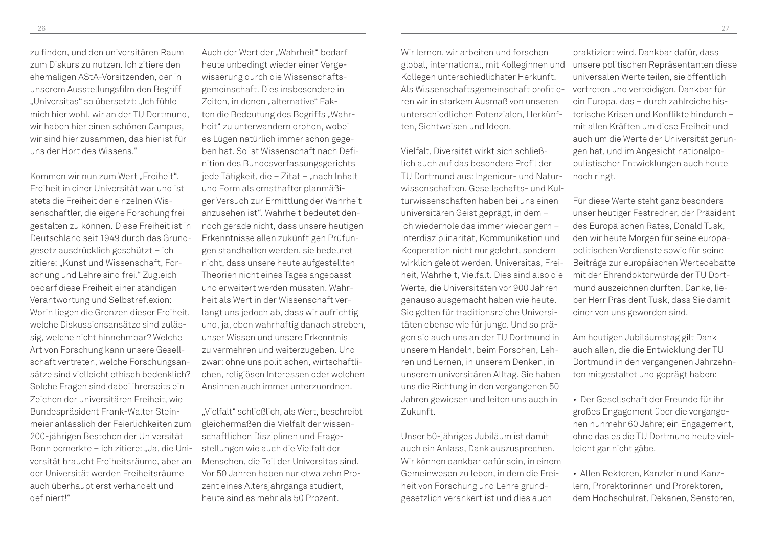zu finden, und den universitären Raum zum Diskurs zu nutzen. Ich zitiere den ehemaligen AStA-Vorsitzenden, der in unserem Ausstellungsfilm den Begriff „Universitas" so übersetzt: „Ich fühle mich hier wohl, wir an der TU Dortmund, wir haben hier einen schönen Campus, wir sind hier zusammen, das hier ist für uns der Hort des Wissens."

Kommen wir nun zum Wert „Freiheit". Freiheit in einer Universität war und ist stets die Freiheit der einzelnen Wissenschaftler, die eigene Forschung frei gestalten zu können. Diese Freiheit ist in Deutschland seit 1949 durch das Grundgesetz ausdrücklich geschützt – ich zitiere: „Kunst und Wissenschaft, Forschung und Lehre sind frei." Zugleich bedarf diese Freiheit einer ständigen Verantwortung und Selbstreflexion: Worin liegen die Grenzen dieser Freiheit, welche Diskussionsansätze sind zulässig, welche nicht hinnehmbar? Welche Art von Forschung kann unsere Gesellschaft vertreten, welche Forschungsansätze sind vielleicht ethisch bedenklich? Solche Fragen sind dabei ihrerseits ein Zeichen der universitären Freiheit, wie Bundespräsident Frank-Walter Steinmeier anlässlich der Feierlichkeiten zum 200-jährigen Bestehen der Universität Bonn bemerkte – ich zitiere: „Ja, die Universität braucht Freiheitsräume, aber an der Universität werden Freiheitsräume auch überhaupt erst verhandelt und definiert!"

Auch der Wert der „Wahrheit" bedarf heute unbedingt wieder einer Vergewisserung durch die Wissenschaftsgemeinschaft. Dies insbesondere in Zeiten, in denen „alternative" Fakten die Bedeutung des Begriffs „Wahrheit" zu unterwandern drohen, wobei es Lügen natürlich immer schon gegeben hat. So ist Wissenschaft nach Definition des Bundesverfassungsgerichts jede Tätigkeit, die – Zitat – „nach Inhalt und Form als ernsthafter planmäßiger Versuch zur Ermittlung der Wahrheit anzusehen ist". Wahrheit bedeutet dennoch gerade nicht, dass unsere heutigen Erkenntnisse allen zukünftigen Prüfungen standhalten werden, sie bedeutet nicht, dass unsere heute aufgestellten Theorien nicht eines Tages angepasst und erweitert werden müssten. Wahrheit als Wert in der Wissenschaft verlangt uns jedoch ab, dass wir aufrichtig und, ja, eben wahrhaftig danach streben, unser Wissen und unsere Erkenntnis zu vermehren und weiterzugeben. Und zwar: ohne uns politischen, wirtschaftlichen, religiösen Interessen oder welchen Ansinnen auch immer unterzuordnen.

„Vielfalt" schließlich, als Wert, beschreibt gleichermaßen die Vielfalt der wissenschaftlichen Disziplinen und Fragestellungen wie auch die Vielfalt der Menschen, die Teil der Universitas sind. Vor 50 Jahren haben nur etwa zehn Prozent eines Altersjahrgangs studiert, heute sind es mehr als 50 Prozent.

Wir lernen, wir arbeiten und forschen global, international, mit Kolleginnen und Kollegen unterschiedlichster Herkunft. Als Wissenschaftsgemeinschaft profitieren wir in starkem Ausmaß von unseren unterschiedlichen Potenzialen, Herkünften, Sichtweisen und Ideen.

Vielfalt, Diversität wirkt sich schließlich auch auf das besondere Profil der TU Dortmund aus: Ingenieur- und Naturwissenschaften, Gesellschafts- und Kulturwissenschaften haben bei uns einen universitären Geist geprägt, in dem – ich wiederhole das immer wieder gern – Interdisziplinarität, Kommunikation und Kooperation nicht nur gelehrt, sondern wirklich gelebt werden. Universitas, Freiheit, Wahrheit, Vielfalt. Dies sind also die Werte, die Universitäten vor 900 Jahren genauso ausgemacht haben wie heute. Sie gelten für traditionsreiche Universitäten ebenso wie für junge. Und so prägen sie auch uns an der TU Dortmund in unserem Handeln, beim Forschen, Lehren und Lernen, in unserem Denken, in unserem universitären Alltag. Sie haben uns die Richtung in den vergangenen 50 Jahren gewiesen und leiten uns auch in Zukunft.

Unser 50-jähriges Jubiläum ist damit auch ein Anlass, Dank auszusprechen. Wir können dankbar dafür sein, in einem Gemeinwesen zu leben, in dem die Freiheit von Forschung und Lehre grundgesetzlich verankert ist und dies auch praktiziert wird. Dankbar dafür, dass unsere politischen Repräsentanten diese universalen Werte teilen, sie öffentlich vertreten und verteidigen. Dankbar für ein Europa, das – durch zahlreiche historische Krisen und Konflikte hindurch – mit allen Kräften um diese Freiheit und auch um die Werte der Universität gerungen hat, und im Angesicht nationalpopulistischer Entwicklungen auch heute noch ringt.

Für diese Werte steht ganz besonders unser heutiger Festredner, der Präsident des Europäischen Rates, Donald Tusk, den wir heute Morgen für seine europapolitischen Verdienste sowie für seine Beiträge zur europäischen Wertedebatte mit der Ehrendoktorwürde der TU Dortmund auszeichnen durften. Danke, lieber Herr Präsident Tusk, dass Sie damit einer von uns geworden sind.

Am heutigen Jubiläumstag gilt Dank auch allen, die die Entwicklung der TU Dortmund in den vergangenen Jahrzehnten mitgestaltet und geprägt haben:

- Der Gesellschaft der Freunde für ihr großes Engagement über die vergangenen nunmehr 60 Jahre; ein Engagement, ohne das es die TU Dortmund heute vielleicht gar nicht gäbe.

- Allen Rektoren, Kanzlerin und Kanzlern, Prorektorinnen und Prorektoren, dem Hochschulrat, Dekanen, Senatoren,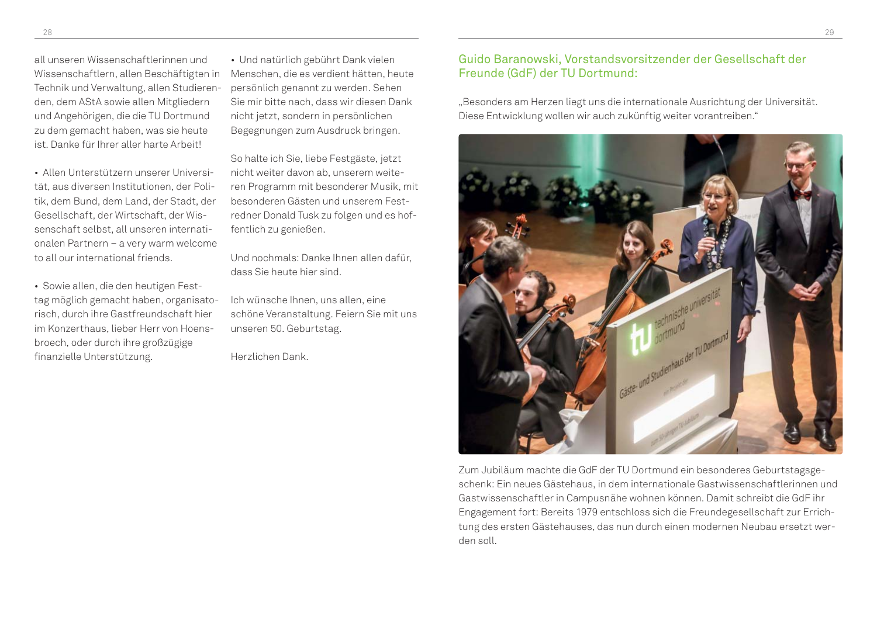all unseren Wissenschaftlerinnen und Wissenschaftlern, allen Beschäftigten in Technik und Verwaltung, allen Studierenden, dem AStA sowie allen Mitgliedern und Angehörigen, die die TU Dortmund zu dem gemacht haben, was sie heute ist. Danke für Ihrer aller harte Arbeit!

- Allen Unterstützern unserer Universität, aus diversen Institutionen, der Politik, dem Bund, dem Land, der Stadt, der Gesellschaft, der Wirtschaft, der Wissenschaft selbst, all unseren internationalen Partnern – a very warm welcome to all our international friends.

- Sowie allen, die den heutigen Festtag möglich gemacht haben, organisatorisch, durch ihre Gastfreundschaft hier im Konzerthaus, lieber Herr von Hoensbroech, oder durch ihre großzügige finanzielle Unterstützung.

- Und natürlich gebührt Dank vielen Menschen, die es verdient hätten, heute persönlich genannt zu werden. Sehen Sie mir bitte nach, dass wir diesen Dank nicht jetzt, sondern in persönlichen Begegnungen zum Ausdruck bringen.

So halte ich Sie, liebe Festgäste, jetzt nicht weiter davon ab, unserem weiteren Programm mit besonderer Musik, mit besonderen Gästen und unserem Festredner Donald Tusk zu folgen und es hoffentlich zu genießen.

Und nochmals: Danke Ihnen allen dafür, dass Sie heute hier sind.

Ich wünsche Ihnen, uns allen, eine schöne Veranstaltung. Feiern Sie mit uns unseren 50. Geburtstag.

Herzlichen Dank.

## Guido Baranowski, Vorstandsvorsitzender der Gesellschaft der Freunde (GdF) der TU Dortmund:

„Besonders am Herzen liegt uns die internationale Ausrichtung der Universität. Diese Entwicklung wollen wir auch zukünftig weiter vorantreiben."

Zum Jubiläum machte die GdF der TU Dortmund ein besonderes Geburtstagsgeschenk: Ein neues Gästehaus, in dem internationale Gastwissenschaftlerinnen und Gastwissenschaftler in Campusnähe wohnen können. Damit schreibt die GdF ihr Engagement fort: Bereits 1979 entschloss sich die Freundegesellschaft zur Errichtung des ersten Gästehauses, das nun durch einen modernen Neubau ersetzt werden soll.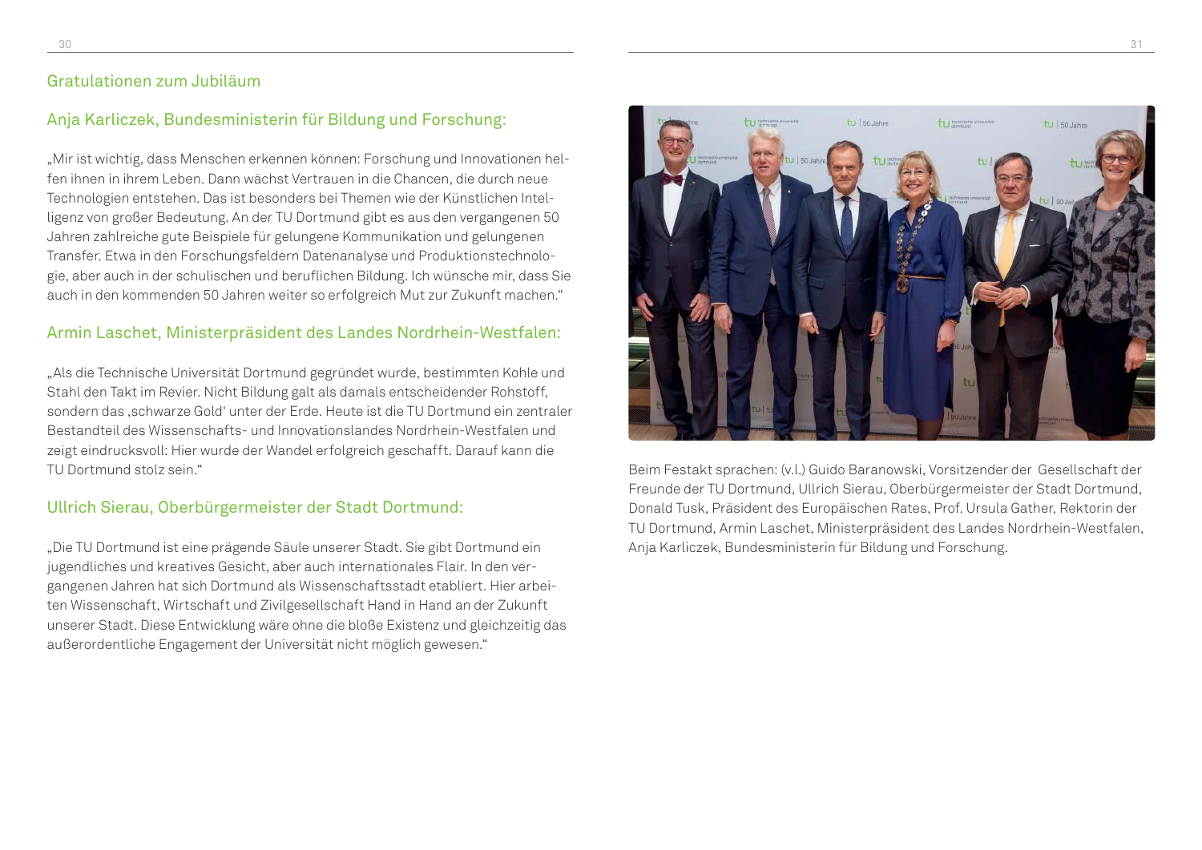## Gratulationen zum Jubiläum

### Anja Karliczek, Bundesministerin für Bildung und Forschung:

„Mir ist wichtig, dass Menschen erkennen können: Forschung und Innovationen helfen ihnen in ihrem Leben. Dann wächst Vertrauen in die Chancen, die durch neue Technologien entstehen. Das ist besonders bei Themen wie der Künstlichen Intelligenz von großer Bedeutung. An der TU Dortmund gibt es aus den vergangenen 50 Jahren zahlreiche gute Beispiele für gelungene Kommunikation und gelungenen Transfer. Etwa in den Forschungsfeldern Datenanalyse und Produktionstechnologie, aber auch in der schulischen und beruflichen Bildung. Ich wünsche mir, dass Sie auch in den kommenden 50 Jahren weiter so erfolgreich Mut zur Zukunft machen."

### Armin Laschet, Ministerpräsident des Landes Nordrhein-Westfalen:

„Als die Technische Universität Dortmund gegründet wurde, bestimmten Kohle und Stahl den Takt im Revier. Nicht Bildung galt als damals entscheidender Rohstoff, sondern das ‚schwarze Gold' unter der Erde. Heute ist die TU Dortmund ein zentraler Bestandteil des Wissenschafts- und Innovationslandes Nordrhein-Westfalen und zeigt eindrucksvoll: Hier wurde der Wandel erfolgreich geschafft. Darauf kann die TU Dortmund stolz sein."

### Ullrich Sierau, Oberbürgermeister der Stadt Dortmund:

„Die TU Dortmund ist eine prägende Säule unserer Stadt. Sie gibt Dortmund ein jugendliches und kreatives Gesicht, aber auch internationales Flair. In den vergangenen Jahren hat sich Dortmund als Wissenschaftsstadt etabliert. Hier arbeiten Wissenschaft, Wirtschaft und Zivilgesellschaft Hand in Hand an der Zukunft unserer Stadt. Diese Entwicklung wäre ohne die bloße Existenz und gleichzeitig das außerordentliche Engagement der Universität nicht möglich gewesen."

Beim Festakt sprachen: (v.l.) Guido Baranowski, Vorsitzender der Gesellschaft der Freunde der TU Dortmund, Ullrich Sierau, Oberbürgermeister der Stadt Dortmund, Donald Tusk, Präsident des Europäischen Rates, Prof. Ursula Gather, Rektorin der TU Dortmund, Armin Laschet, Ministerpräsident des Landes Nordrhein-Westfalen, Anja Karliczek, Bundesministerin für Bildung und Forschung.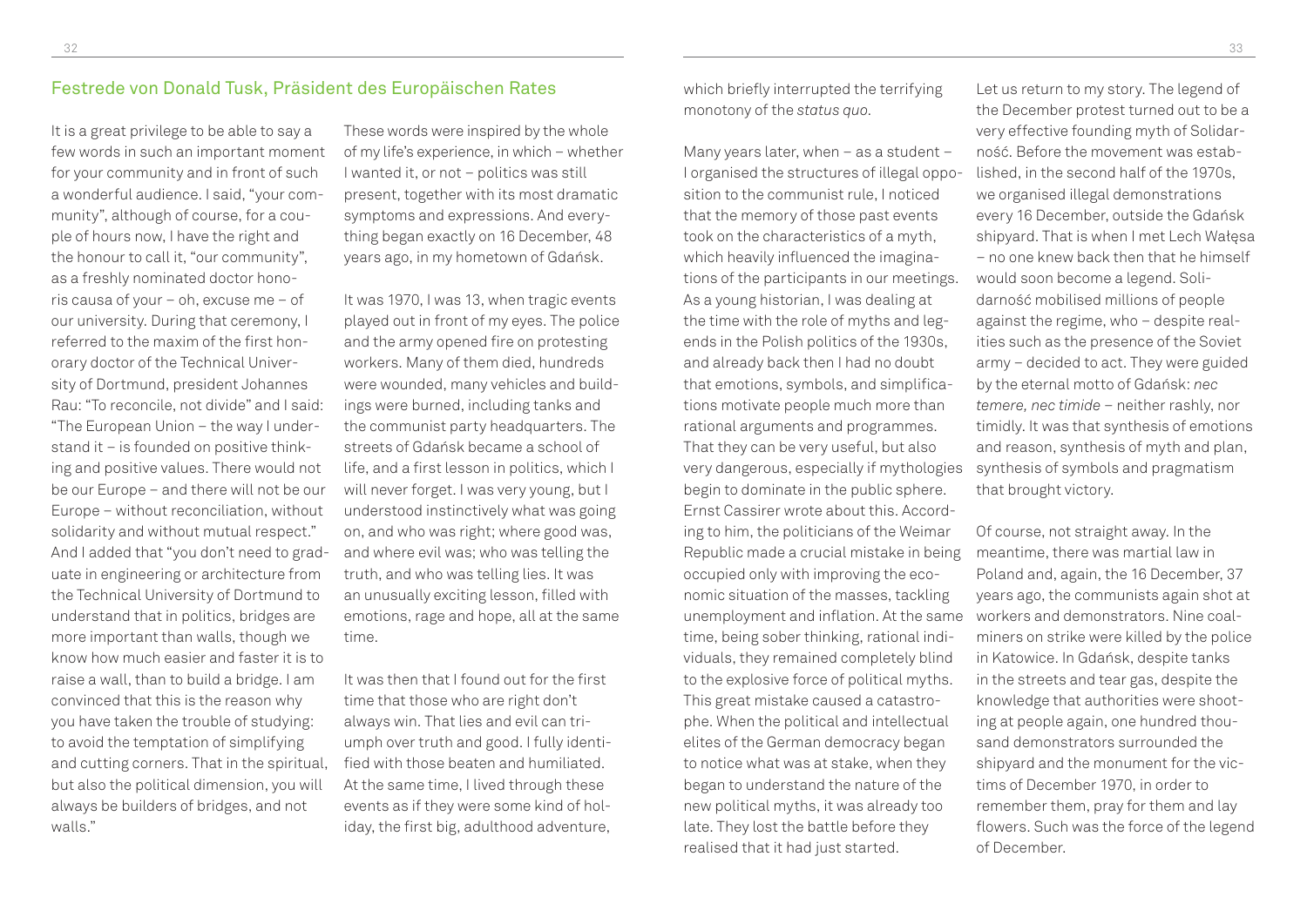## Festrede von Donald Tusk, Präsident des Europäischen Rates

It is a great privilege to be able to say a few words in such an important moment for your community and in front of such a wonderful audience. I said, "your community", although of course, for a couple of hours now, I have the right and the honour to call it, "our community", as a freshly nominated doctor honoris causa of your – oh, excuse me – of our university. During that ceremony, I referred to the maxim of the first honorary doctor of the Technical University of Dortmund, president Johannes Rau: "To reconcile, not divide" and I said: "The European Union – the way I understand it – is founded on positive thinking and positive values. There would not be our Europe – and there will not be our Europe – without reconciliation, without solidarity and without mutual respect." And I added that "you don't need to graduate in engineering or architecture from the Technical University of Dortmund to understand that in politics, bridges are more important than walls, though we know how much easier and faster it is to raise a wall, than to build a bridge. I am convinced that this is the reason why you have taken the trouble of studying: to avoid the temptation of simplifying and cutting corners. That in the spiritual, but also the political dimension, you will always be builders of bridges, and not walls."

These words were inspired by the whole of my life's experience, in which – whether I wanted it, or not – politics was still present, together with its most dramatic symptoms and expressions. And everything began exactly on 16 December, 48 years ago, in my hometown of Gdańsk.

It was 1970, I was 13, when tragic events played out in front of my eyes. The police and the army opened fire on protesting workers. Many of them died, hundreds were wounded, many vehicles and buildings were burned, including tanks and the communist party headquarters. The streets of Gdańsk became a school of life, and a first lesson in politics, which I will never forget. I was very young, but I understood instinctively what was going on, and who was right; where good was, and where evil was; who was telling the truth, and who was telling lies. It was an unusually exciting lesson, filled with emotions, rage and hope, all at the same time.

It was then that I found out for the first time that those who are right don't always win. That lies and evil can triumph over truth and good. I fully identified with those beaten and humiliated. At the same time, I lived through these events as if they were some kind of holiday, the first big, adulthood adventure, which briefly interrupted the terrifying monotony of the *status quo*.

Many years later, when – as a student – I organised the structures of illegal opposition to the communist rule, I noticed that the memory of those past events took on the characteristics of a myth, which heavily influenced the imaginations of the participants in our meetings. As a young historian, I was dealing at the time with the role of myths and legends in the Polish politics of the 1930s, and already back then I had no doubt that emotions, symbols, and simplifications motivate people much more than rational arguments and programmes. That they can be very useful, but also very dangerous, especially if mythologies begin to dominate in the public sphere. Ernst Cassirer wrote about this. According to him, the politicians of the Weimar Republic made a crucial mistake in being occupied only with improving the economic situation of the masses, tackling unemployment and inflation. At the same time, being sober thinking, rational individuals, they remained completely blind to the explosive force of political myths. This great mistake caused a catastrophe. When the political and intellectual elites of the German democracy began to notice what was at stake, when they began to understand the nature of the new political myths, it was already too late. They lost the battle before they realised that it had just started.

Let us return to my story. The legend of the December protest turned out to be a very effective founding myth of Solidarność. Before the movement was established, in the second half of the 1970s, we organised illegal demonstrations every 16 December, outside the Gdańsk shipyard. That is when I met Lech Wałęsa – no one knew back then that he himself would soon become a legend. Solidarność mobilised millions of people against the regime, who – despite realities such as the presence of the Soviet army – decided to act. They were guided by the eternal motto of Gdańsk: *nec temere, nec timide* – neither rashly, nor timidly. It was that synthesis of emotions and reason, synthesis of myth and plan, synthesis of symbols and pragmatism that brought victory.

Of course, not straight away. In the meantime, there was martial law in Poland and, again, the 16 December, 37 years ago, the communists again shot at workers and demonstrators. Nine coal-miners on strike were killed by the police in Katowice. In Gdańsk, despite tanks in the streets and tear gas, despite the knowledge that authorities were shooting at people again, one hundred thousand demonstrators surrounded the shipyard and the monument for the victims of December 1970, in order to remember them, pray for them and lay flowers. Such was the force of the legend of December.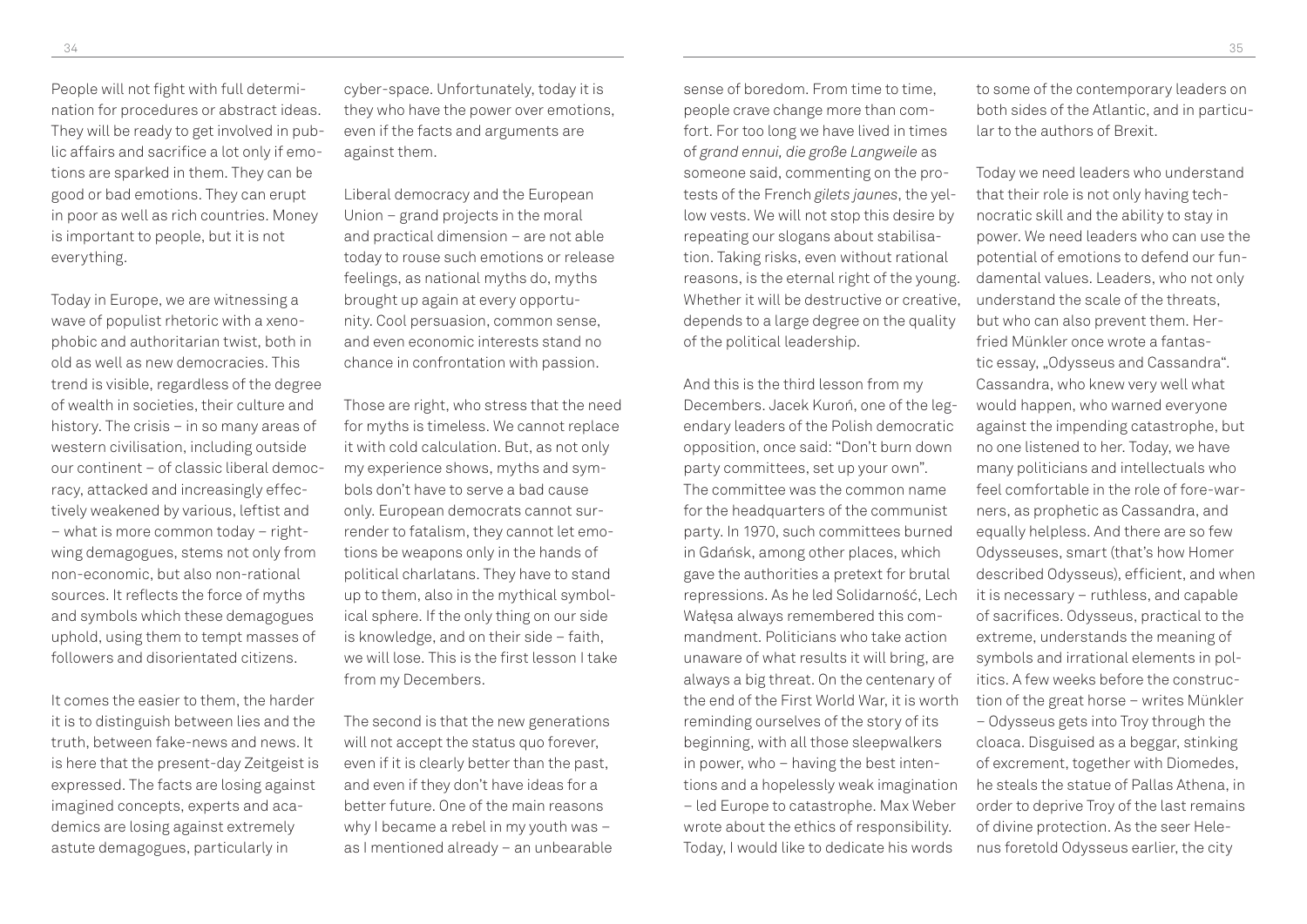People will not fight with full determination for procedures or abstract ideas. They will be ready to get involved in public affairs and sacrifice a lot only if emotions are sparked in them. They can be good or bad emotions. They can erupt in poor as well as rich countries. Money is important to people, but it is not everything.

Today in Europe, we are witnessing a wave of populist rhetoric with a xenophobic and authoritarian twist, both in old as well as new democracies. This trend is visible, regardless of the degree of wealth in societies, their culture and history. The crisis – in so many areas of western civilisation, including outside our continent – of classic liberal democracy, attacked and increasingly effectively weakened by various, leftist and – what is more common today – rightwing demagogues, stems not only from non-economic, but also non-rational sources. It reflects the force of myths and symbols which these demagogues uphold, using them to tempt masses of followers and disorientated citizens.

It comes the easier to them, the harder it is to distinguish between lies and the truth, between fake-news and news. It is here that the present-day Zeitgeist is expressed. The facts are losing against imagined concepts, experts and academics are losing against extremely astute demagogues, particularly in cyber-space. Unfortunately, today it is they who have the power over emotions, even if the facts and arguments are against them.

Liberal democracy and the European Union – grand projects in the moral and practical dimension – are not able today to rouse such emotions or release feelings, as national myths do, myths brought up again at every opportunity. Cool persuasion, common sense, and even economic interests stand no chance in confrontation with passion.

Those are right, who stress that the need for myths is timeless. We cannot replace it with cold calculation. But, as not only my experience shows, myths and symbols don't have to serve a bad cause only. European democrats cannot surrender to fatalism, they cannot let emotions be weapons only in the hands of political charlatans. They have to stand up to them, also in the mythical symbolical sphere. If the only thing on our side is knowledge, and on their side – faith, we will lose. This is the first lesson I take from my Decembers.

The second is that the new generations will not accept the status quo forever, even if it is clearly better than the past, and even if they don't have ideas for a better future. One of the main reasons why I became a rebel in my youth was – as I mentioned already – an unbearable sense of boredom. From time to time, people crave change more than comfort. For too long we have lived in times of *grand ennui, die große Langweile* as someone said, commenting on the protests of the French *gilets jaunes*, the yellow vests. We will not stop this desire by repeating our slogans about stabilisation. Taking risks, even without rational reasons, is the eternal right of the young. Whether it will be destructive or creative, depends to a large degree on the quality of the political leadership.

And this is the third lesson from my Decembers. Jacek Kuroń, one of the legendary leaders of the Polish democratic opposition, once said: "Don't burn down party committees, set up your own". The committee was the common name for the headquarters of the communist party. In 1970, such committees burned in Gdańsk, among other places, which gave the authorities a pretext for brutal repressions. As he led Solidarność, Lech Wałęsa always remembered this commandment. Politicians who take action unaware of what results it will bring, are always a big threat. On the centenary of the end of the First World War, it is worth reminding ourselves of the story of its beginning, with all those sleepwalkers in power, who – having the best intentions and a hopelessly weak imagination – led Europe to catastrophe. Max Weber wrote about the ethics of responsibility. Today, I would like to dedicate his words to some of the contemporary leaders on both sides of the Atlantic, and in particular to the authors of Brexit.

Today we need leaders who understand that their role is not only having technocratic skill and the ability to stay in power. We need leaders who can use the potential of emotions to defend our fundamental values. Leaders, who not only understand the scale of the threats, but who can also prevent them. Herfried Münkler once wrote a fantastic essay, „Odysseus and Cassandra". Cassandra, who knew very well what would happen, who warned everyone against the impending catastrophe, but no one listened to her. Today, we have many politicians and intellectuals who feel comfortable in the role of fore-warners, as prophetic as Cassandra, and equally helpless. And there are so few Odysseuses, smart (that's how Homer described Odysseus), efficient, and when it is necessary – ruthless, and capable of sacrifices. Odysseus, practical to the extreme, understands the meaning of symbols and irrational elements in politics. A few weeks before the construction of the great horse – writes Münkler – Odysseus gets into Troy through the cloaca. Disguised as a beggar, stinking of excrement, together with Diomedes, he steals the statue of Pallas Athena, in order to deprive Troy of the last remains of divine protection. As the seer Helenus foretold Odysseus earlier, the city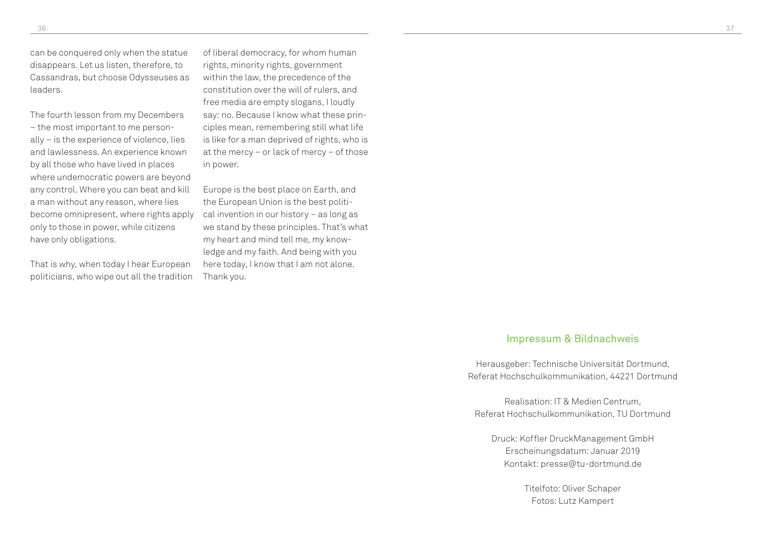can be conquered only when the statue disappears. Let us listen, therefore, to Cassandras, but choose Odysseuses as leaders.

The fourth lesson from my Decembers – the most important to me personally – is the experience of violence, lies and lawlessness. An experience known by all those who have lived in places where undemocratic powers are beyond any control. Where you can beat and kill a man without any reason, where lies become omnipresent, where rights apply only to those in power, while citizens have only obligations.

That is why, when today I hear European politicians, who wipe out all the tradition of liberal democracy, for whom human rights, minority rights, government within the law, the precedence of the constitution over the will of rulers, and free media are empty slogans, I loudly say: no. Because I know what these principles mean, remembering still what life is like for a man deprived of rights, who is at the mercy – or lack of mercy – of those in power.

Europe is the best place on Earth, and the European Union is the best political invention in our history – as long as we stand by these principles. That's what my heart and mind tell me, my knowledge and my faith. And being with you here today, I know that I am not alone. Thank you.

## Impressum & Bildnachweis

Herausgeber: Technische Universität Dortmund,
Referat Hochschulkommunikation, 44221 Dortmund

Realisation: IT & Medien Centrum,
Referat Hochschulkommunikation, TU Dortmund

Druck: Koffler DruckManagement GmbH
Erscheinungsdatum: Januar 2019
Kontakt: presse@tu-dortmund.de

Titelfoto: Oliver Schaper
Fotos: Lutz Kampert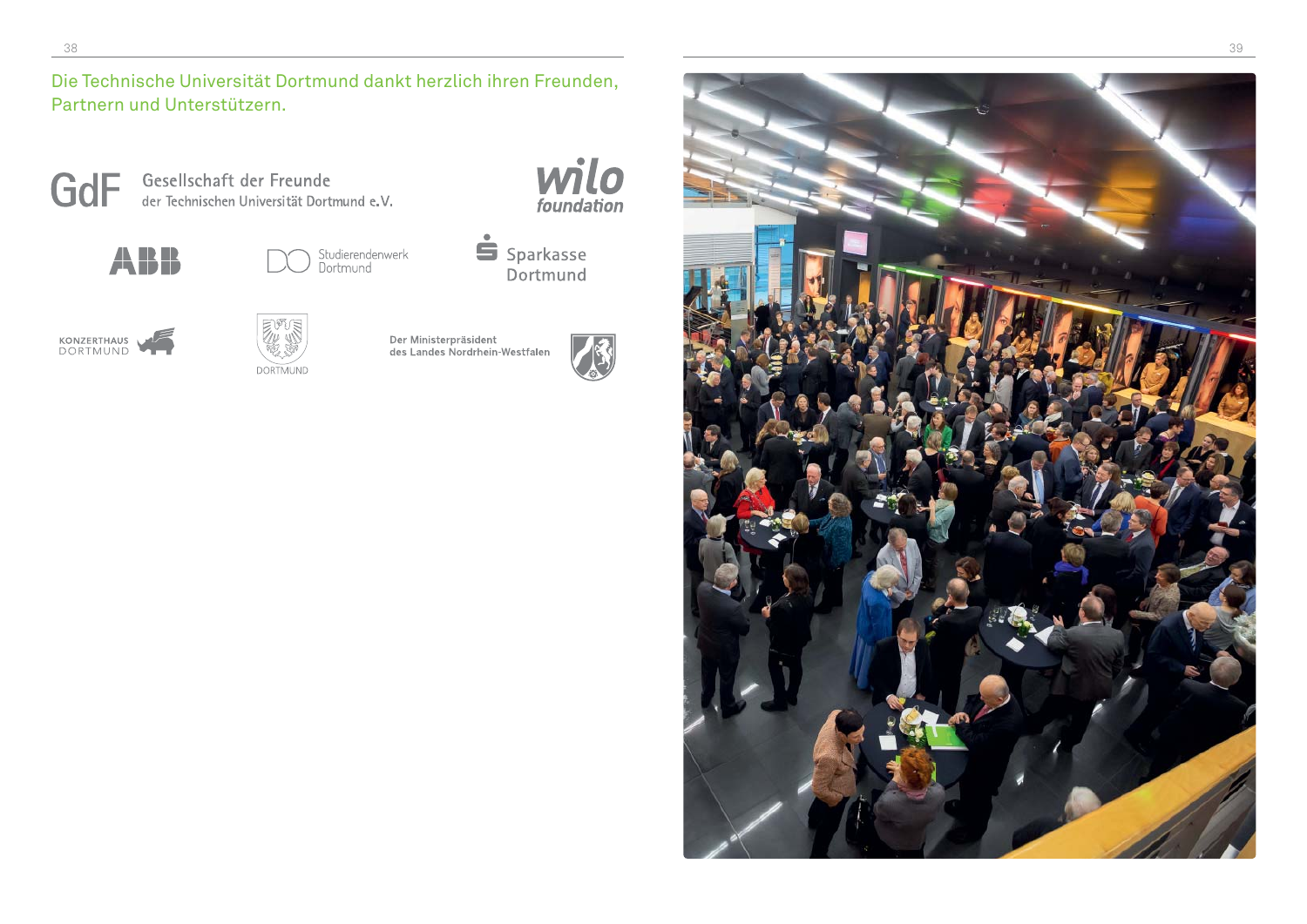Die Technische Universität Dortmund dankt herzlich ihren Freunden, Partnern und Unterstützern.

GdF Gesellschaft der Freunde der Technischen Universität Dortmund e.V.

wilo foundation

ABB

Studierendenwerk Dortmund

Sparkasse Dortmund

KONZERTHAUS DORTMUND

DORTMUND

Der Ministerpräsident des Landes Nordrhein-Westfalen